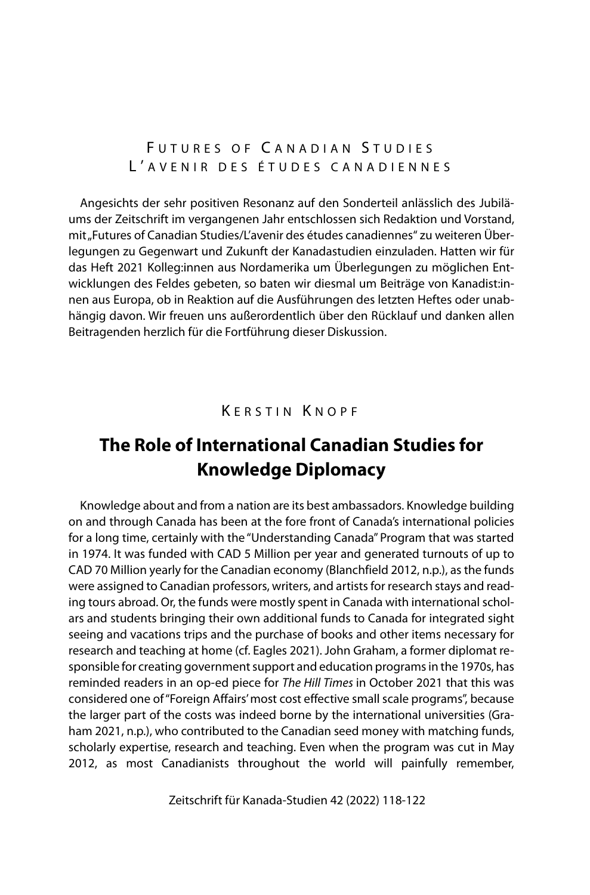# Futures of Canadian Studies
# L'avenir des études canadiennes

Angesichts der sehr positiven Resonanz auf den Sonderteil anlässlich des Jubiläums der Zeitschrift im vergangenen Jahr entschlossen sich Redaktion und Vorstand, mit „Futures of Canadian Studies/L'avenir des études canadiennes" zu weiteren Überlegungen zu Gegenwart und Zukunft der Kanadastudien einzuladen. Hatten wir für das Heft 2021 Kolleg:innen aus Nordamerika um Überlegungen zu möglichen Entwicklungen des Feldes gebeten, so baten wir diesmal um Beiträge von Kanadist:innen aus Europa, ob in Reaktion auf die Ausführungen des letzten Heftes oder unabhängig davon. Wir freuen uns außerordentlich über den Rücklauf und danken allen Beitragenden herzlich für die Fortführung dieser Diskussion.

Kerstin Knopf

## The Role of International Canadian Studies for Knowledge Diplomacy

Knowledge about and from a nation are its best ambassadors. Knowledge building on and through Canada has been at the fore front of Canada's international policies for a long time, certainly with the "Understanding Canada" Program that was started in 1974. It was funded with CAD 5 Million per year and generated turnouts of up to CAD 70 Million yearly for the Canadian economy (Blanchfield 2012, n.p.), as the funds were assigned to Canadian professors, writers, and artists for research stays and reading tours abroad. Or, the funds were mostly spent in Canada with international scholars and students bringing their own additional funds to Canada for integrated sight seeing and vacations trips and the purchase of books and other items necessary for research and teaching at home (cf. Eagles 2021). John Graham, a former diplomat responsible for creating government support and education programs in the 1970s, has reminded readers in an op-ed piece for *The Hill Times* in October 2021 that this was considered one of "Foreign Affairs' most cost effective small scale programs", because the larger part of the costs was indeed borne by the international universities (Graham 2021, n.p.), who contributed to the Canadian seed money with matching funds, scholarly expertise, research and teaching. Even when the program was cut in May 2012, as most Canadianists throughout the world will painfully remember,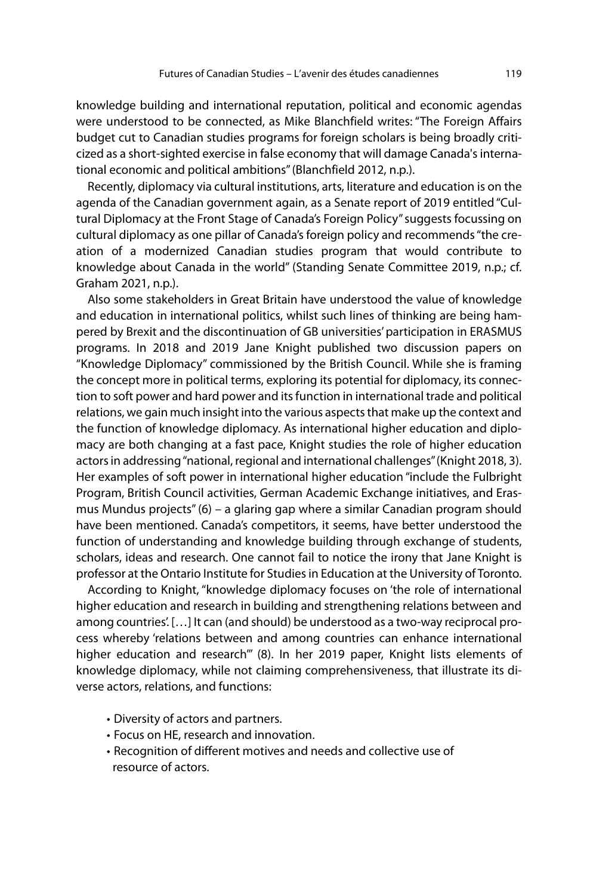knowledge building and international reputation, political and economic agendas were understood to be connected, as Mike Blanchfield writes: "The Foreign Affairs budget cut to Canadian studies programs for foreign scholars is being broadly criticized as a short-sighted exercise in false economy that will damage Canada's international economic and political ambitions" (Blanchfield 2012, n.p.).

Recently, diplomacy via cultural institutions, arts, literature and education is on the agenda of the Canadian government again, as a Senate report of 2019 entitled "Cultural Diplomacy at the Front Stage of Canada's Foreign Policy" suggests focussing on cultural diplomacy as one pillar of Canada's foreign policy and recommends "the creation of a modernized Canadian studies program that would contribute to knowledge about Canada in the world" (Standing Senate Committee 2019, n.p.; cf. Graham 2021, n.p.).

Also some stakeholders in Great Britain have understood the value of knowledge and education in international politics, whilst such lines of thinking are being hampered by Brexit and the discontinuation of GB universities' participation in ERASMUS programs. In 2018 and 2019 Jane Knight published two discussion papers on "Knowledge Diplomacy" commissioned by the British Council. While she is framing the concept more in political terms, exploring its potential for diplomacy, its connection to soft power and hard power and its function in international trade and political relations, we gain much insight into the various aspects that make up the context and the function of knowledge diplomacy. As international higher education and diplomacy are both changing at a fast pace, Knight studies the role of higher education actors in addressing "national, regional and international challenges" (Knight 2018, 3). Her examples of soft power in international higher education "include the Fulbright Program, British Council activities, German Academic Exchange initiatives, and Erasmus Mundus projects" (6) – a glaring gap where a similar Canadian program should have been mentioned. Canada's competitors, it seems, have better understood the function of understanding and knowledge building through exchange of students, scholars, ideas and research. One cannot fail to notice the irony that Jane Knight is professor at the Ontario Institute for Studies in Education at the University of Toronto.

According to Knight, "knowledge diplomacy focuses on 'the role of international higher education and research in building and strengthening relations between and among countries'. […] It can (and should) be understood as a two-way reciprocal process whereby 'relations between and among countries can enhance international higher education and research'" (8). In her 2019 paper, Knight lists elements of knowledge diplomacy, while not claiming comprehensiveness, that illustrate its diverse actors, relations, and functions:

- Diversity of actors and partners.
- Focus on HE, research and innovation.
- Recognition of different motives and needs and collective use of resource of actors.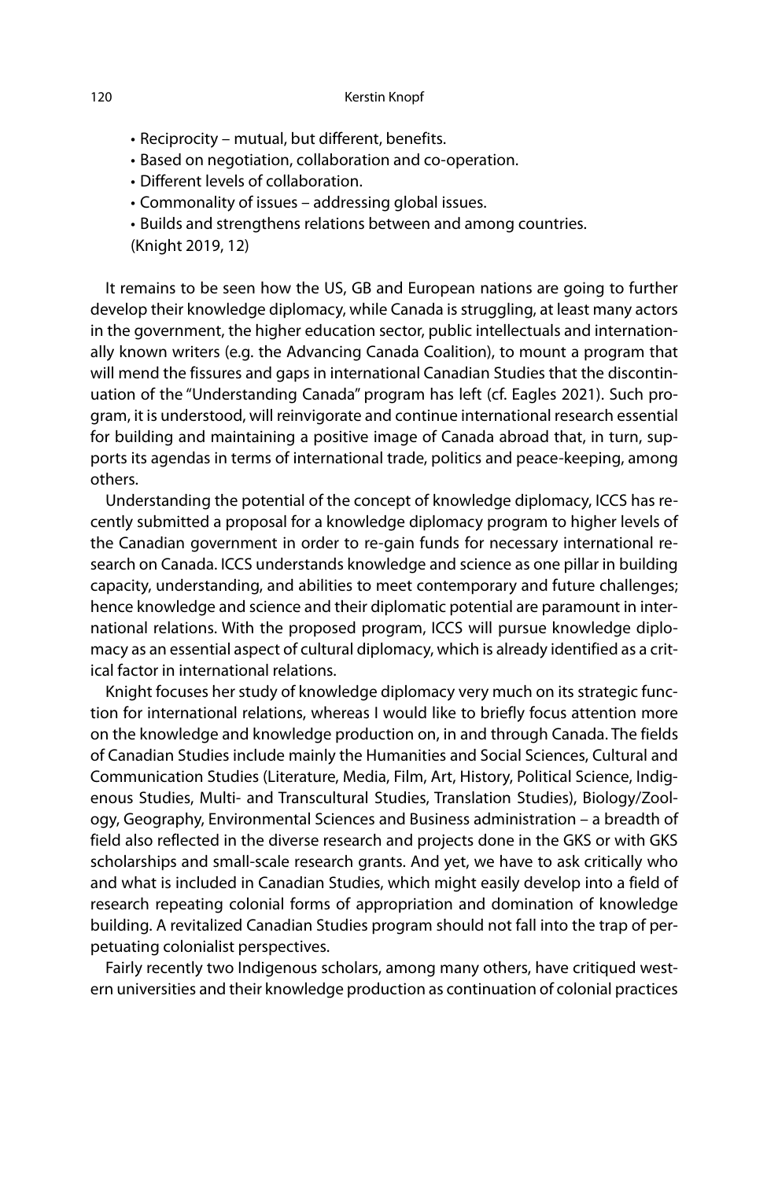- Reciprocity – mutual, but different, benefits.
- Based on negotiation, collaboration and co-operation.
- Different levels of collaboration.
- Commonality of issues – addressing global issues.
- Builds and strengthens relations between and among countries.

(Knight 2019, 12)

It remains to be seen how the US, GB and European nations are going to further develop their knowledge diplomacy, while Canada is struggling, at least many actors in the government, the higher education sector, public intellectuals and internationally known writers (e.g. the Advancing Canada Coalition), to mount a program that will mend the fissures and gaps in international Canadian Studies that the discontinuation of the "Understanding Canada" program has left (cf. Eagles 2021). Such program, it is understood, will reinvigorate and continue international research essential for building and maintaining a positive image of Canada abroad that, in turn, supports its agendas in terms of international trade, politics and peace-keeping, among others.

Understanding the potential of the concept of knowledge diplomacy, ICCS has recently submitted a proposal for a knowledge diplomacy program to higher levels of the Canadian government in order to re-gain funds for necessary international research on Canada. ICCS understands knowledge and science as one pillar in building capacity, understanding, and abilities to meet contemporary and future challenges; hence knowledge and science and their diplomatic potential are paramount in international relations. With the proposed program, ICCS will pursue knowledge diplomacy as an essential aspect of cultural diplomacy, which is already identified as a critical factor in international relations.

Knight focuses her study of knowledge diplomacy very much on its strategic function for international relations, whereas I would like to briefly focus attention more on the knowledge and knowledge production on, in and through Canada. The fields of Canadian Studies include mainly the Humanities and Social Sciences, Cultural and Communication Studies (Literature, Media, Film, Art, History, Political Science, Indigenous Studies, Multi- and Transcultural Studies, Translation Studies), Biology/Zoology, Geography, Environmental Sciences and Business administration – a breadth of field also reflected in the diverse research and projects done in the GKS or with GKS scholarships and small-scale research grants. And yet, we have to ask critically who and what is included in Canadian Studies, which might easily develop into a field of research repeating colonial forms of appropriation and domination of knowledge building. A revitalized Canadian Studies program should not fall into the trap of perpetuating colonialist perspectives.

Fairly recently two Indigenous scholars, among many others, have critiqued western universities and their knowledge production as continuation of colonial practices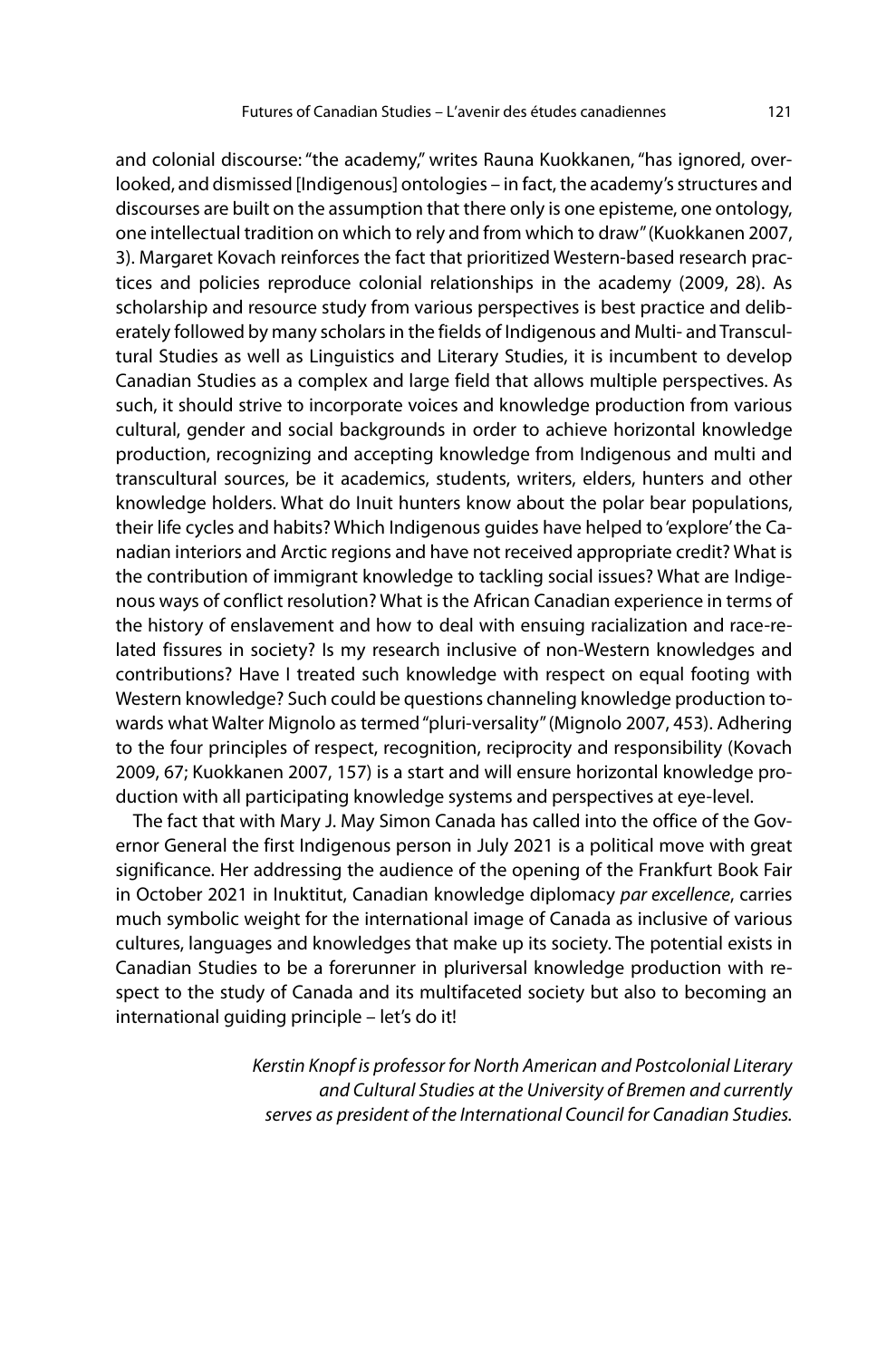and colonial discourse: "the academy," writes Rauna Kuokkanen, "has ignored, overlooked, and dismissed [Indigenous] ontologies – in fact, the academy's structures and discourses are built on the assumption that there only is one episteme, one ontology, one intellectual tradition on which to rely and from which to draw" (Kuokkanen 2007, 3). Margaret Kovach reinforces the fact that prioritized Western-based research practices and policies reproduce colonial relationships in the academy (2009, 28). As scholarship and resource study from various perspectives is best practice and deliberately followed by many scholars in the fields of Indigenous and Multi- and Transcultural Studies as well as Linguistics and Literary Studies, it is incumbent to develop Canadian Studies as a complex and large field that allows multiple perspectives. As such, it should strive to incorporate voices and knowledge production from various cultural, gender and social backgrounds in order to achieve horizontal knowledge production, recognizing and accepting knowledge from Indigenous and multi and transcultural sources, be it academics, students, writers, elders, hunters and other knowledge holders. What do Inuit hunters know about the polar bear populations, their life cycles and habits? Which Indigenous guides have helped to 'explore' the Canadian interiors and Arctic regions and have not received appropriate credit? What is the contribution of immigrant knowledge to tackling social issues? What are Indigenous ways of conflict resolution? What is the African Canadian experience in terms of the history of enslavement and how to deal with ensuing racialization and race-related fissures in society? Is my research inclusive of non-Western knowledges and contributions? Have I treated such knowledge with respect on equal footing with Western knowledge? Such could be questions channeling knowledge production towards what Walter Mignolo as termed "pluri-versality" (Mignolo 2007, 453). Adhering to the four principles of respect, recognition, reciprocity and responsibility (Kovach 2009, 67; Kuokkanen 2007, 157) is a start and will ensure horizontal knowledge production with all participating knowledge systems and perspectives at eye-level.

The fact that with Mary J. May Simon Canada has called into the office of the Governor General the first Indigenous person in July 2021 is a political move with great significance. Her addressing the audience of the opening of the Frankfurt Book Fair in October 2021 in Inuktitut, Canadian knowledge diplomacy *par excellence*, carries much symbolic weight for the international image of Canada as inclusive of various cultures, languages and knowledges that make up its society. The potential exists in Canadian Studies to be a forerunner in pluriversal knowledge production with respect to the study of Canada and its multifaceted society but also to becoming an international guiding principle – let's do it!

*Kerstin Knopf is professor for North American and Postcolonial Literary and Cultural Studies at the University of Bremen and currently serves as president of the International Council for Canadian Studies.*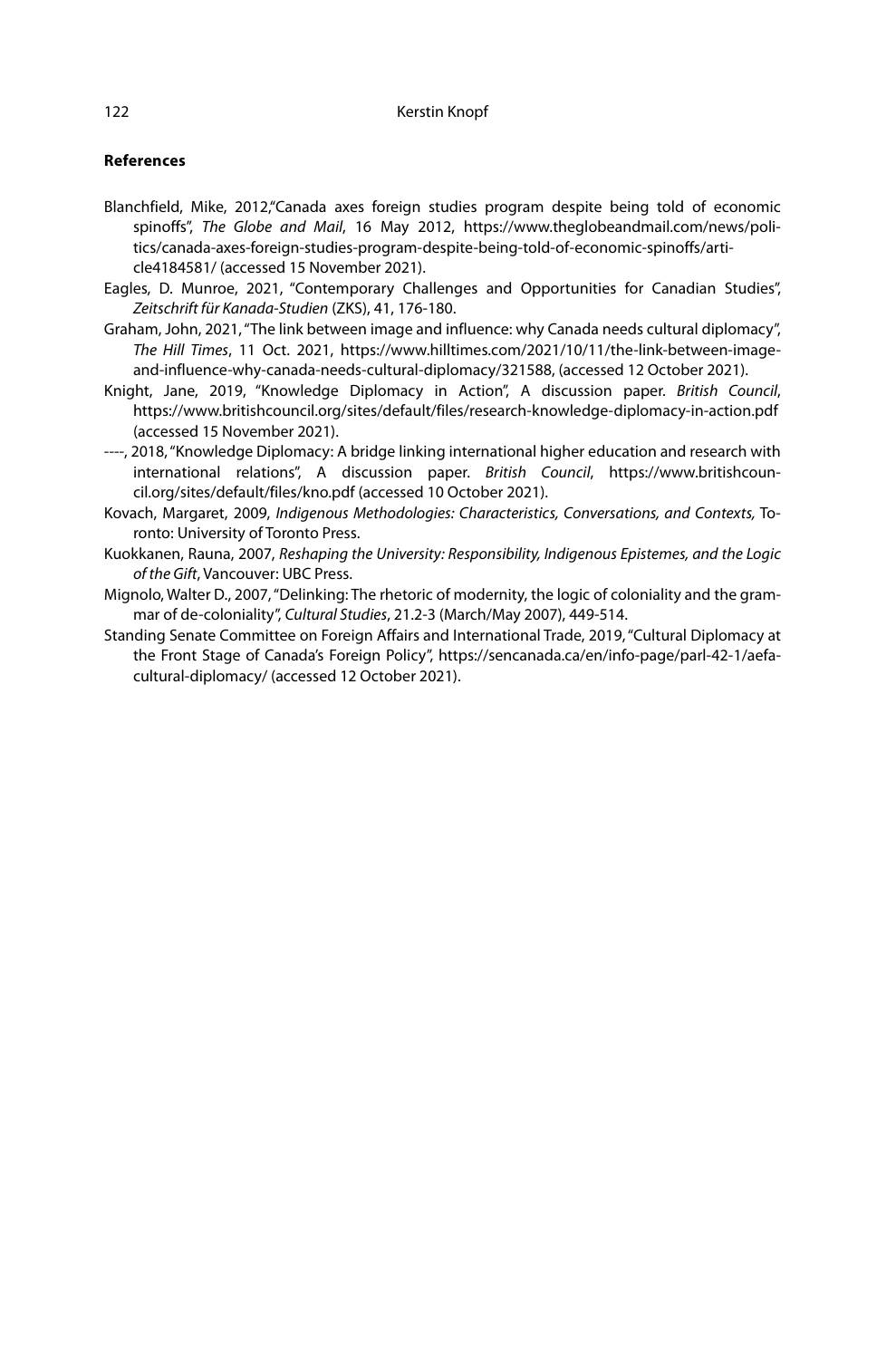**References**

Blanchfield, Mike, 2012,"Canada axes foreign studies program despite being told of economic spinoffs", *The Globe and Mail*, 16 May 2012, https://www.theglobeandmail.com/news/politics/canada-axes-foreign-studies-program-despite-being-told-of-economic-spinoffs/article4184581/ (accessed 15 November 2021).

Eagles, D. Munroe, 2021, "Contemporary Challenges and Opportunities for Canadian Studies", *Zeitschrift für Kanada-Studien* (ZKS), 41, 176-180.

Graham, John, 2021, "The link between image and influence: why Canada needs cultural diplomacy", *The Hill Times*, 11 Oct. 2021, https://www.hilltimes.com/2021/10/11/the-link-between-image-and-influence-why-canada-needs-cultural-diplomacy/321588, (accessed 12 October 2021).

Knight, Jane, 2019, "Knowledge Diplomacy in Action", A discussion paper. *British Council*, https://www.britishcouncil.org/sites/default/files/research-knowledge-diplomacy-in-action.pdf (accessed 15 November 2021).

----, 2018, "Knowledge Diplomacy: A bridge linking international higher education and research with international relations", A discussion paper. *British Council*, https://www.britishcouncil.org/sites/default/files/kno.pdf (accessed 10 October 2021).

Kovach, Margaret, 2009, *Indigenous Methodologies: Characteristics, Conversations, and Contexts,* Toronto: University of Toronto Press.

Kuokkanen, Rauna, 2007, *Reshaping the University: Responsibility, Indigenous Epistemes, and the Logic of the Gift*, Vancouver: UBC Press.

Mignolo, Walter D., 2007, "Delinking: The rhetoric of modernity, the logic of coloniality and the grammar of de-coloniality", *Cultural Studies*, 21.2-3 (March/May 2007), 449-514.

Standing Senate Committee on Foreign Affairs and International Trade, 2019, "Cultural Diplomacy at the Front Stage of Canada's Foreign Policy", https://sencanada.ca/en/info-page/parl-42-1/aefa-cultural-diplomacy/ (accessed 12 October 2021).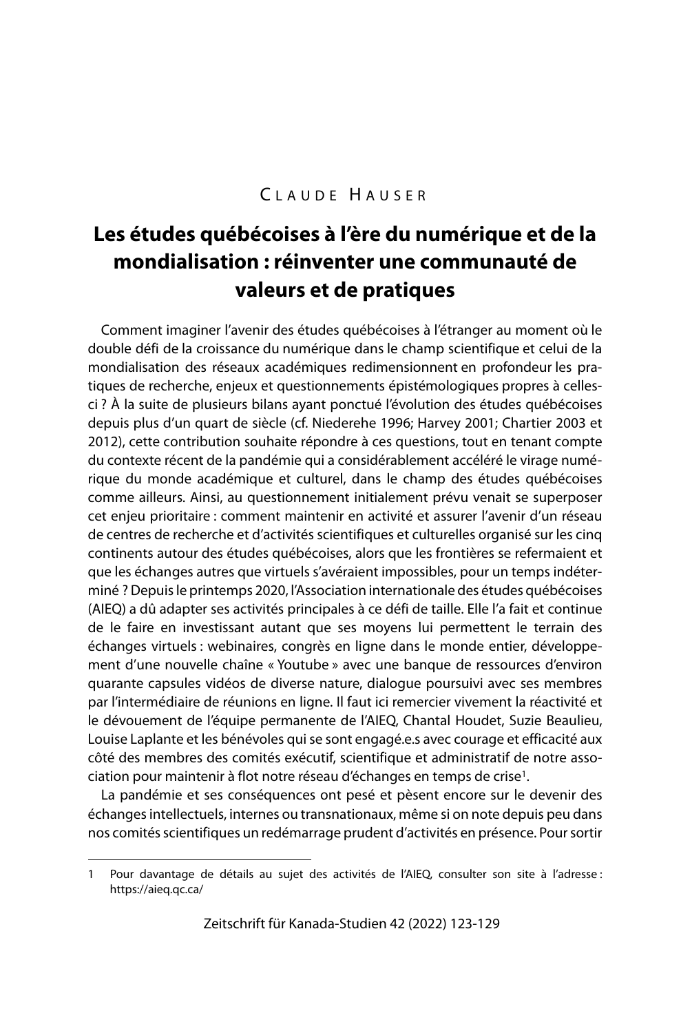Claude Hauser

# Les études québécoises à l'ère du numérique et de la mondialisation : réinventer une communauté de valeurs et de pratiques

Comment imaginer l'avenir des études québécoises à l'étranger au moment où le double défi de la croissance du numérique dans le champ scientifique et celui de la mondialisation des réseaux académiques redimensionnent en profondeur les pratiques de recherche, enjeux et questionnements épistémologiques propres à celles-ci ? À la suite de plusieurs bilans ayant ponctué l'évolution des études québécoises depuis plus d'un quart de siècle (cf. Niederehe 1996; Harvey 2001; Chartier 2003 et 2012), cette contribution souhaite répondre à ces questions, tout en tenant compte du contexte récent de la pandémie qui a considérablement accéléré le virage numérique du monde académique et culturel, dans le champ des études québécoises comme ailleurs. Ainsi, au questionnement initialement prévu venait se superposer cet enjeu prioritaire : comment maintenir en activité et assurer l'avenir d'un réseau de centres de recherche et d'activités scientifiques et culturelles organisé sur les cinq continents autour des études québécoises, alors que les frontières se refermaient et que les échanges autres que virtuels s'avéraient impossibles, pour un temps indéterminé ? Depuis le printemps 2020, l'Association internationale des études québécoises (AIEQ) a dû adapter ses activités principales à ce défi de taille. Elle l'a fait et continue de le faire en investissant autant que ses moyens lui permettent le terrain des échanges virtuels : webinaires, congrès en ligne dans le monde entier, développement d'une nouvelle chaîne « Youtube » avec une banque de ressources d'environ quarante capsules vidéos de diverse nature, dialogue poursuivi avec ses membres par l'intermédiaire de réunions en ligne. Il faut ici remercier vivement la réactivité et le dévouement de l'équipe permanente de l'AIEQ, Chantal Houdet, Suzie Beaulieu, Louise Laplante et les bénévoles qui se sont engagé.e.s avec courage et efficacité aux côté des membres des comités exécutif, scientifique et administratif de notre association pour maintenir à flot notre réseau d'échanges en temps de crise[1].

La pandémie et ses conséquences ont pesé et pèsent encore sur le devenir des échanges intellectuels, internes ou transnationaux, même si on note depuis peu dans nos comités scientifiques un redémarrage prudent d'activités en présence. Pour sortir

---

1 Pour davantage de détails au sujet des activités de l'AIEQ, consulter son site à l'adresse : https://aieq.qc.ca/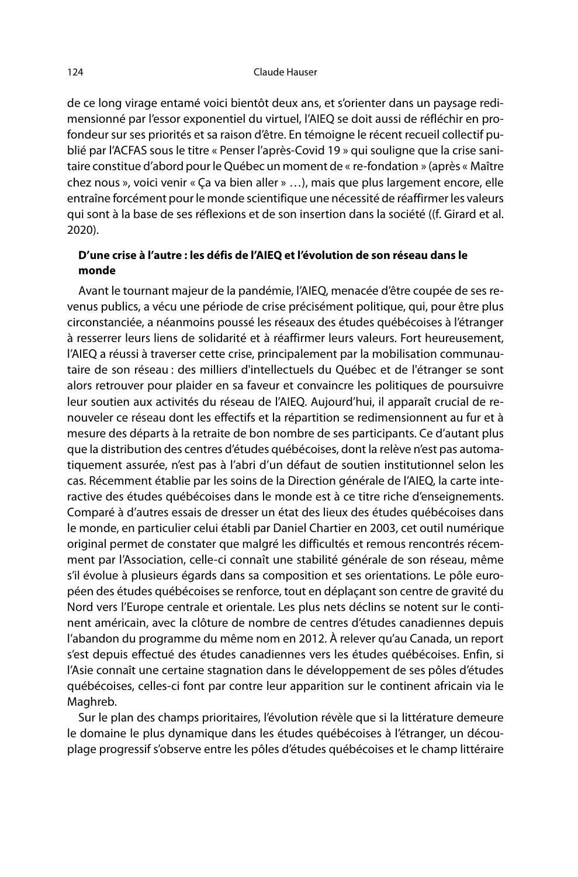de ce long virage entamé voici bientôt deux ans, et s'orienter dans un paysage redimensionné par l'essor exponentiel du virtuel, l'AIEQ se doit aussi de réfléchir en profondeur sur ses priorités et sa raison d'être. En témoigne le récent recueil collectif publié par l'ACFAS sous le titre « Penser l'après-Covid 19 » qui souligne que la crise sanitaire constitue d'abord pour le Québec un moment de « re-fondation » (après « Maître chez nous », voici venir « Ça va bien aller » …), mais que plus largement encore, elle entraîne forcément pour le monde scientifique une nécessité de réaffirmer les valeurs qui sont à la base de ses réflexions et de son insertion dans la société ((f. Girard et al. 2020).

**D'une crise à l'autre : les défis de l'AIEQ et l'évolution de son réseau dans le monde**

Avant le tournant majeur de la pandémie, l'AIEQ, menacée d'être coupée de ses revenus publics, a vécu une période de crise précisément politique, qui, pour être plus circonstanciée, a néanmoins poussé les réseaux des études québécoises à l'étranger à resserrer leurs liens de solidarité et à réaffirmer leurs valeurs. Fort heureusement, l'AIEQ a réussi à traverser cette crise, principalement par la mobilisation communautaire de son réseau : des milliers d'intellectuels du Québec et de l'étranger se sont alors retrouver pour plaider en sa faveur et convaincre les politiques de poursuivre leur soutien aux activités du réseau de l'AIEQ. Aujourd'hui, il apparaît crucial de renouveler ce réseau dont les effectifs et la répartition se redimensionnent au fur et à mesure des départs à la retraite de bon nombre de ses participants. Ce d'autant plus que la distribution des centres d'études québécoises, dont la relève n'est pas automatiquement assurée, n'est pas à l'abri d'un défaut de soutien institutionnel selon les cas. Récemment établie par les soins de la Direction générale de l'AIEQ, la carte interactive des études québécoises dans le monde est à ce titre riche d'enseignements. Comparé à d'autres essais de dresser un état des lieux des études québécoises dans le monde, en particulier celui établi par Daniel Chartier en 2003, cet outil numérique original permet de constater que malgré les difficultés et remous rencontrés récemment par l'Association, celle-ci connaît une stabilité générale de son réseau, même s'il évolue à plusieurs égards dans sa composition et ses orientations. Le pôle européen des études québécoises se renforce, tout en déplaçant son centre de gravité du Nord vers l'Europe centrale et orientale. Les plus nets déclins se notent sur le continent américain, avec la clôture de nombre de centres d'études canadiennes depuis l'abandon du programme du même nom en 2012. À relever qu'au Canada, un report s'est depuis effectué des études canadiennes vers les études québécoises. Enfin, si l'Asie connaît une certaine stagnation dans le développement de ses pôles d'études québécoises, celles-ci font par contre leur apparition sur le continent africain via le Maghreb.

Sur le plan des champs prioritaires, l'évolution révèle que si la littérature demeure le domaine le plus dynamique dans les études québécoises à l'étranger, un découplage progressif s'observe entre les pôles d'études québécoises et le champ littéraire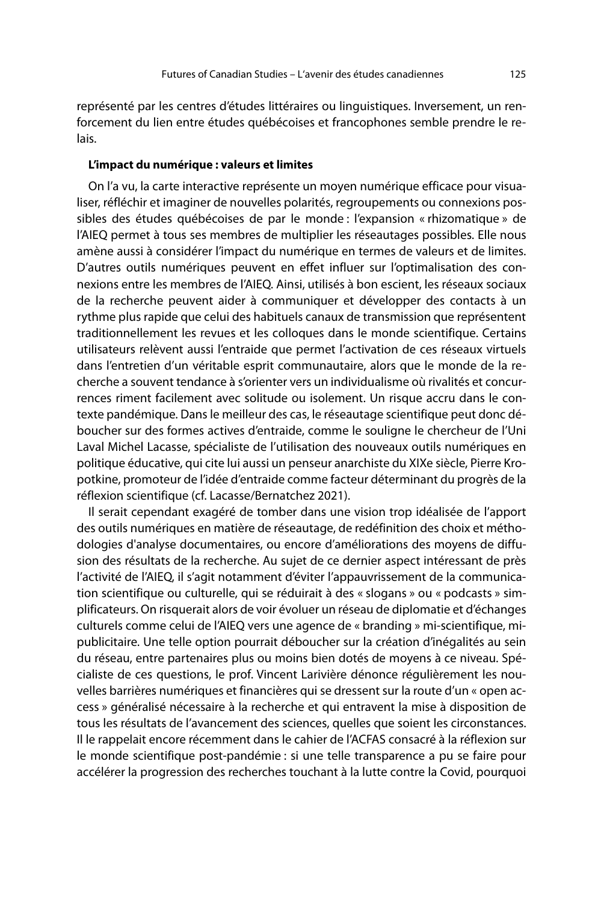représenté par les centres d'études littéraires ou linguistiques. Inversement, un renforcement du lien entre études québécoises et francophones semble prendre le relais.

**L'impact du numérique : valeurs et limites**

On l'a vu, la carte interactive représente un moyen numérique efficace pour visualiser, réfléchir et imaginer de nouvelles polarités, regroupements ou connexions possibles des études québécoises de par le monde : l'expansion « rhizomatique » de l'AIEQ permet à tous ses membres de multiplier les réseautages possibles. Elle nous amène aussi à considérer l'impact du numérique en termes de valeurs et de limites. D'autres outils numériques peuvent en effet influer sur l'optimalisation des connexions entre les membres de l'AIEQ. Ainsi, utilisés à bon escient, les réseaux sociaux de la recherche peuvent aider à communiquer et développer des contacts à un rythme plus rapide que celui des habituels canaux de transmission que représentent traditionnellement les revues et les colloques dans le monde scientifique. Certains utilisateurs relèvent aussi l'entraide que permet l'activation de ces réseaux virtuels dans l'entretien d'un véritable esprit communautaire, alors que le monde de la recherche a souvent tendance à s'orienter vers un individualisme où rivalités et concurrences riment facilement avec solitude ou isolement. Un risque accru dans le contexte pandémique. Dans le meilleur des cas, le réseautage scientifique peut donc déboucher sur des formes actives d'entraide, comme le souligne le chercheur de l'Uni Laval Michel Lacasse, spécialiste de l'utilisation des nouveaux outils numériques en politique éducative, qui cite lui aussi un penseur anarchiste du XIXe siècle, Pierre Kropotkine, promoteur de l'idée d'entraide comme facteur déterminant du progrès de la réflexion scientifique (cf. Lacasse/Bernatchez 2021).

Il serait cependant exagéré de tomber dans une vision trop idéalisée de l'apport des outils numériques en matière de réseautage, de redéfinition des choix et méthodologies d'analyse documentaires, ou encore d'améliorations des moyens de diffusion des résultats de la recherche. Au sujet de ce dernier aspect intéressant de près l'activité de l'AIEQ, il s'agit notamment d'éviter l'appauvrissement de la communication scientifique ou culturelle, qui se réduirait à des « slogans » ou « podcasts » simplificateurs. On risquerait alors de voir évoluer un réseau de diplomatie et d'échanges culturels comme celui de l'AIEQ vers une agence de « branding » mi-scientifique, mi-publicitaire. Une telle option pourrait déboucher sur la création d'inégalités au sein du réseau, entre partenaires plus ou moins bien dotés de moyens à ce niveau. Spécialiste de ces questions, le prof. Vincent Larivière dénonce régulièrement les nouvelles barrières numériques et financières qui se dressent sur la route d'un « open access » généralisé nécessaire à la recherche et qui entravent la mise à disposition de tous les résultats de l'avancement des sciences, quelles que soient les circonstances. Il le rappelait encore récemment dans le cahier de l'ACFAS consacré à la réflexion sur le monde scientifique post-pandémie : si une telle transparence a pu se faire pour accélérer la progression des recherches touchant à la lutte contre la Covid, pourquoi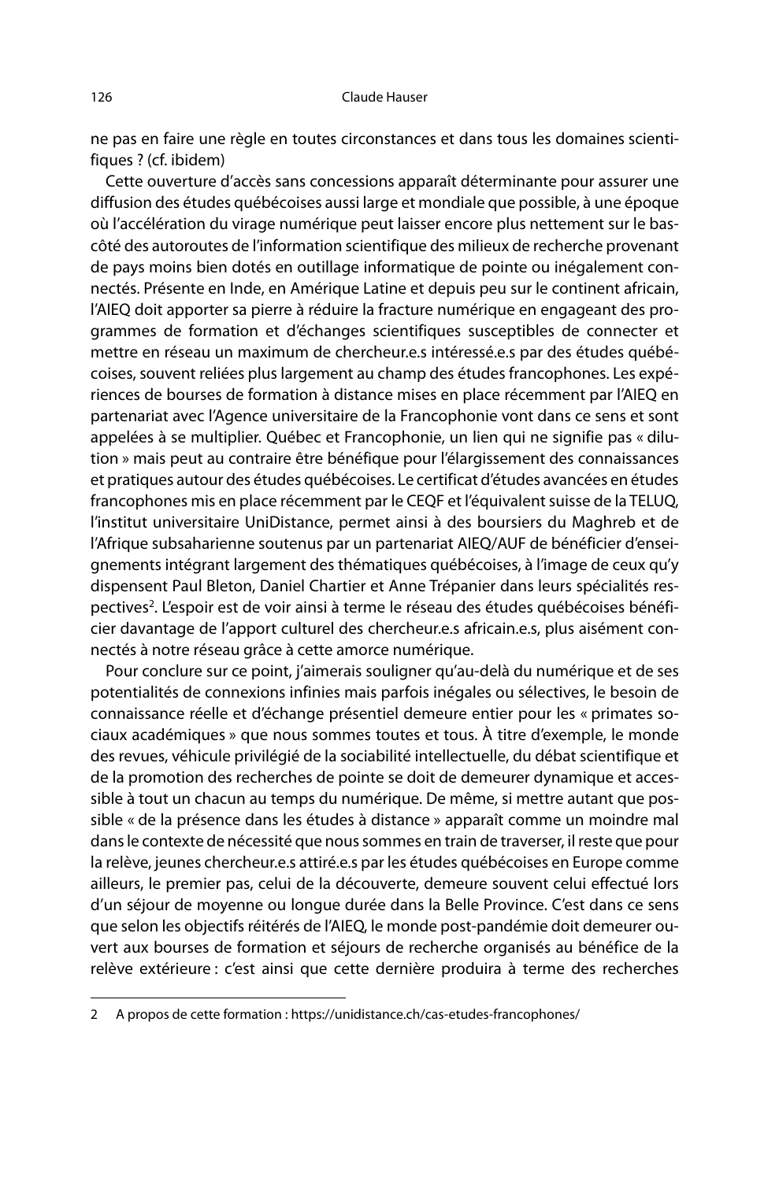ne pas en faire une règle en toutes circonstances et dans tous les domaines scientifiques ? (cf. ibidem)

Cette ouverture d'accès sans concessions apparaît déterminante pour assurer une diffusion des études québécoises aussi large et mondiale que possible, à une époque où l'accélération du virage numérique peut laisser encore plus nettement sur le bas-côté des autoroutes de l'information scientifique des milieux de recherche provenant de pays moins bien dotés en outillage informatique de pointe ou inégalement connectés. Présente en Inde, en Amérique Latine et depuis peu sur le continent africain, l'AIEQ doit apporter sa pierre à réduire la fracture numérique en engageant des programmes de formation et d'échanges scientifiques susceptibles de connecter et mettre en réseau un maximum de chercheur.e.s intéressé.e.s par des études québécoises, souvent reliées plus largement au champ des études francophones. Les expériences de bourses de formation à distance mises en place récemment par l'AIEQ en partenariat avec l'Agence universitaire de la Francophonie vont dans ce sens et sont appelées à se multiplier. Québec et Francophonie, un lien qui ne signifie pas « dilution » mais peut au contraire être bénéfique pour l'élargissement des connaissances et pratiques autour des études québécoises. Le certificat d'études avancées en études francophones mis en place récemment par le CEQF et l'équivalent suisse de la TELUQ, l'institut universitaire UniDistance, permet ainsi à des boursiers du Maghreb et de l'Afrique subsaharienne soutenus par un partenariat AIEQ/AUF de bénéficier d'enseignements intégrant largement des thématiques québécoises, à l'image de ceux qu'y dispensent Paul Bleton, Daniel Chartier et Anne Trépanier dans leurs spécialités respectives[2]. L'espoir est de voir ainsi à terme le réseau des études québécoises bénéficier davantage de l'apport culturel des chercheur.e.s africain.e.s, plus aisément connectés à notre réseau grâce à cette amorce numérique.

Pour conclure sur ce point, j'aimerais souligner qu'au-delà du numérique et de ses potentialités de connexions infinies mais parfois inégales ou sélectives, le besoin de connaissance réelle et d'échange présentiel demeure entier pour les « primates sociaux académiques » que nous sommes toutes et tous. À titre d'exemple, le monde des revues, véhicule privilégié de la sociabilité intellectuelle, du débat scientifique et de la promotion des recherches de pointe se doit de demeurer dynamique et accessible à tout un chacun au temps du numérique. De même, si mettre autant que possible « de la présence dans les études à distance » apparaît comme un moindre mal dans le contexte de nécessité que nous sommes en train de traverser, il reste que pour la relève, jeunes chercheur.e.s attiré.e.s par les études québécoises en Europe comme ailleurs, le premier pas, celui de la découverte, demeure souvent celui effectué lors d'un séjour de moyenne ou longue durée dans la Belle Province. C'est dans ce sens que selon les objectifs réitérés de l'AIEQ, le monde post-pandémie doit demeurer ouvert aux bourses de formation et séjours de recherche organisés au bénéfice de la relève extérieure : c'est ainsi que cette dernière produira à terme des recherches

---

2 A propos de cette formation : https://unidistance.ch/cas-etudes-francophones/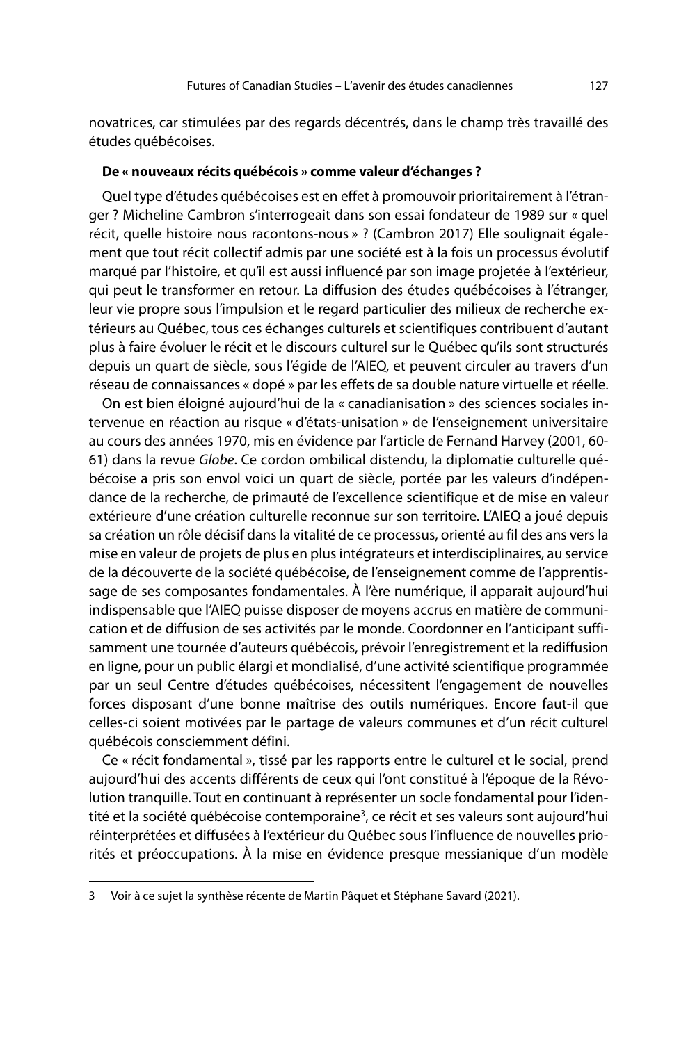novatrices, car stimulées par des regards décentrés, dans le champ très travaillé des études québécoises.

**De « nouveaux récits québécois » comme valeur d'échanges ?**

Quel type d'études québécoises est en effet à promouvoir prioritairement à l'étranger ? Micheline Cambron s'interrogeait dans son essai fondateur de 1989 sur « quel récit, quelle histoire nous racontons-nous » ? (Cambron 2017) Elle soulignait également que tout récit collectif admis par une société est à la fois un processus évolutif marqué par l'histoire, et qu'il est aussi influencé par son image projetée à l'extérieur, qui peut le transformer en retour. La diffusion des études québécoises à l'étranger, leur vie propre sous l'impulsion et le regard particulier des milieux de recherche extérieurs au Québec, tous ces échanges culturels et scientifiques contribuent d'autant plus à faire évoluer le récit et le discours culturel sur le Québec qu'ils sont structurés depuis un quart de siècle, sous l'égide de l'AIEQ, et peuvent circuler au travers d'un réseau de connaissances « dopé » par les effets de sa double nature virtuelle et réelle.

On est bien éloigné aujourd'hui de la « canadianisation » des sciences sociales intervenue en réaction au risque « d'états-unisation » de l'enseignement universitaire au cours des années 1970, mis en évidence par l'article de Fernand Harvey (2001, 60-61) dans la revue *Globe*. Ce cordon ombilical distendu, la diplomatie culturelle québécoise a pris son envol voici un quart de siècle, portée par les valeurs d'indépendance de la recherche, de primauté de l'excellence scientifique et de mise en valeur extérieure d'une création culturelle reconnue sur son territoire. L'AIEQ a joué depuis sa création un rôle décisif dans la vitalité de ce processus, orienté au fil des ans vers la mise en valeur de projets de plus en plus intégrateurs et interdisciplinaires, au service de la découverte de la société québécoise, de l'enseignement comme de l'apprentissage de ses composantes fondamentales. À l'ère numérique, il apparait aujourd'hui indispensable que l'AIEQ puisse disposer de moyens accrus en matière de communication et de diffusion de ses activités par le monde. Coordonner en l'anticipant suffisamment une tournée d'auteurs québécois, prévoir l'enregistrement et la rediffusion en ligne, pour un public élargi et mondialisé, d'une activité scientifique programmée par un seul Centre d'études québécoises, nécessitent l'engagement de nouvelles forces disposant d'une bonne maîtrise des outils numériques. Encore faut-il que celles-ci soient motivées par le partage de valeurs communes et d'un récit culturel québécois consciemment défini.

Ce « récit fondamental », tissé par les rapports entre le culturel et le social, prend aujourd'hui des accents différents de ceux qui l'ont constitué à l'époque de la Révolution tranquille. Tout en continuant à représenter un socle fondamental pour l'identité et la société québécoise contemporaine[3], ce récit et ses valeurs sont aujourd'hui réinterprétées et diffusées à l'extérieur du Québec sous l'influence de nouvelles priorités et préoccupations. À la mise en évidence presque messianique d'un modèle

---

3 Voir à ce sujet la synthèse récente de Martin Pâquet et Stéphane Savard (2021).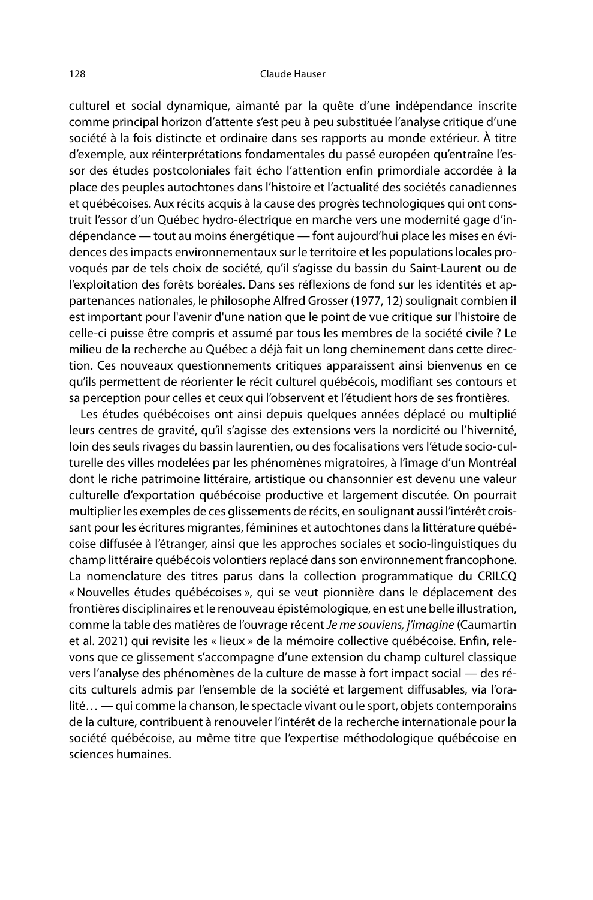culturel et social dynamique, aimanté par la quête d'une indépendance inscrite comme principal horizon d'attente s'est peu à peu substituée l'analyse critique d'une société à la fois distincte et ordinaire dans ses rapports au monde extérieur. À titre d'exemple, aux réinterprétations fondamentales du passé européen qu'entraîne l'essor des études postcoloniales fait écho l'attention enfin primordiale accordée à la place des peuples autochtones dans l'histoire et l'actualité des sociétés canadiennes et québécoises. Aux récits acquis à la cause des progrès technologiques qui ont construit l'essor d'un Québec hydro-électrique en marche vers une modernité gage d'indépendance — tout au moins énergétique — font aujourd'hui place les mises en évidences des impacts environnementaux sur le territoire et les populations locales provoqués par de tels choix de société, qu'il s'agisse du bassin du Saint-Laurent ou de l'exploitation des forêts boréales. Dans ses réflexions de fond sur les identités et appartenances nationales, le philosophe Alfred Grosser (1977, 12) soulignait combien il est important pour l'avenir d'une nation que le point de vue critique sur l'histoire de celle-ci puisse être compris et assumé par tous les membres de la société civile ? Le milieu de la recherche au Québec a déjà fait un long cheminement dans cette direction. Ces nouveaux questionnements critiques apparaissent ainsi bienvenus en ce qu'ils permettent de réorienter le récit culturel québécois, modifiant ses contours et sa perception pour celles et ceux qui l'observent et l'étudient hors de ses frontières.

Les études québécoises ont ainsi depuis quelques années déplacé ou multiplié leurs centres de gravité, qu'il s'agisse des extensions vers la nordicité ou l'hivernité, loin des seuls rivages du bassin laurentien, ou des focalisations vers l'étude socio-culturelle des villes modelées par les phénomènes migratoires, à l'image d'un Montréal dont le riche patrimoine littéraire, artistique ou chansonnier est devenu une valeur culturelle d'exportation québécoise productive et largement discutée. On pourrait multiplier les exemples de ces glissements de récits, en soulignant aussi l'intérêt croissant pour les écritures migrantes, féminines et autochtones dans la littérature québécoise diffusée à l'étranger, ainsi que les approches sociales et socio-linguistiques du champ littéraire québécois volontiers replacé dans son environnement francophone. La nomenclature des titres parus dans la collection programmatique du CRILCQ « Nouvelles études québécoises », qui se veut pionnière dans le déplacement des frontières disciplinaires et le renouveau épistémologique, en est une belle illustration, comme la table des matières de l'ouvrage récent *Je me souviens, j'imagine* (Caumartin et al. 2021) qui revisite les « lieux » de la mémoire collective québécoise. Enfin, relevons que ce glissement s'accompagne d'une extension du champ culturel classique vers l'analyse des phénomènes de la culture de masse à fort impact social — des récits culturels admis par l'ensemble de la société et largement diffusables, via l'oralité… — qui comme la chanson, le spectacle vivant ou le sport, objets contemporains de la culture, contribuent à renouveler l'intérêt de la recherche internationale pour la société québécoise, au même titre que l'expertise méthodologique québécoise en sciences humaines.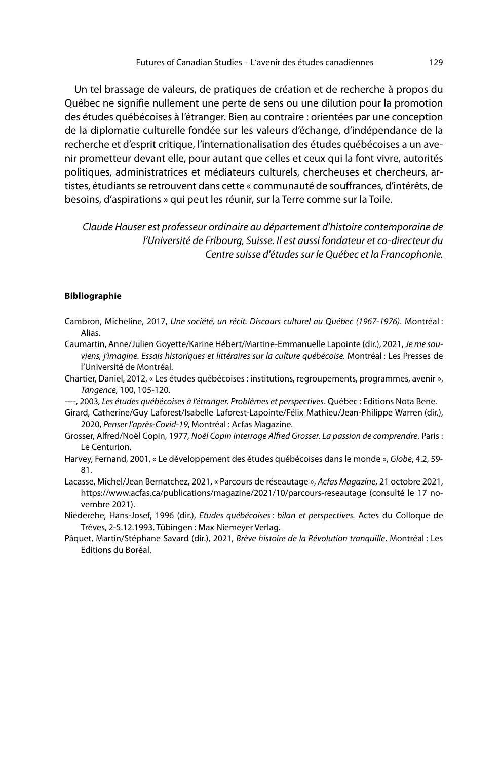Un tel brassage de valeurs, de pratiques de création et de recherche à propos du Québec ne signifie nullement une perte de sens ou une dilution pour la promotion des études québécoises à l'étranger. Bien au contraire : orientées par une conception de la diplomatie culturelle fondée sur les valeurs d'échange, d'indépendance de la recherche et d'esprit critique, l'internationalisation des études québécoises a un avenir prometteur devant elle, pour autant que celles et ceux qui la font vivre, autorités politiques, administratrices et médiateurs culturels, chercheuses et chercheurs, artistes, étudiants se retrouvent dans cette « communauté de souffrances, d'intérêts, de besoins, d'aspirations » qui peut les réunir, sur la Terre comme sur la Toile.

*Claude Hauser est professeur ordinaire au département d'histoire contemporaine de l'Université de Fribourg, Suisse. Il est aussi fondateur et co-directeur du Centre suisse d'études sur le Québec et la Francophonie.*

**Bibliographie**

Cambron, Micheline, 2017, *Une société, un récit. Discours culturel au Québec (1967-1976)*. Montréal : Alias.

Caumartin, Anne/Julien Goyette/Karine Hébert/Martine-Emmanuelle Lapointe (dir.), 2021, *Je me souviens, j'imagine. Essais historiques et littéraires sur la culture québécoise.* Montréal : Les Presses de l'Université de Montréal.

Chartier, Daniel, 2012, « Les études québécoises : institutions, regroupements, programmes, avenir », *Tangence*, 100, 105-120.

----, 2003, *Les études québécoises à l'étranger. Problèmes et perspectives*. Québec : Editions Nota Bene.

Girard, Catherine/Guy Laforest/Isabelle Laforest-Lapointe/Félix Mathieu/Jean-Philippe Warren (dir.), 2020, *Penser l'après-Covid-19*, Montréal : Acfas Magazine.

Grosser, Alfred/Noël Copin, 1977, *Noël Copin interroge Alfred Grosser. La passion de comprendre*. Paris : Le Centurion.

Harvey, Fernand, 2001, « Le développement des études québécoises dans le monde », *Globe*, 4.2, 59-81.

Lacasse, Michel/Jean Bernatchez, 2021, « Parcours de réseautage », *Acfas Magazine*, 21 octobre 2021, https://www.acfas.ca/publications/magazine/2021/10/parcours-reseautage (consulté le 17 novembre 2021).

Niederehe, Hans-Josef, 1996 (dir.), *Etudes québécoises : bilan et perspectives.* Actes du Colloque de Trêves, 2-5.12.1993. Tübingen : Max Niemeyer Verlag.

Pâquet, Martin/Stéphane Savard (dir.), 2021, *Brève histoire de la Révolution tranquille*. Montréal : Les Editions du Boréal.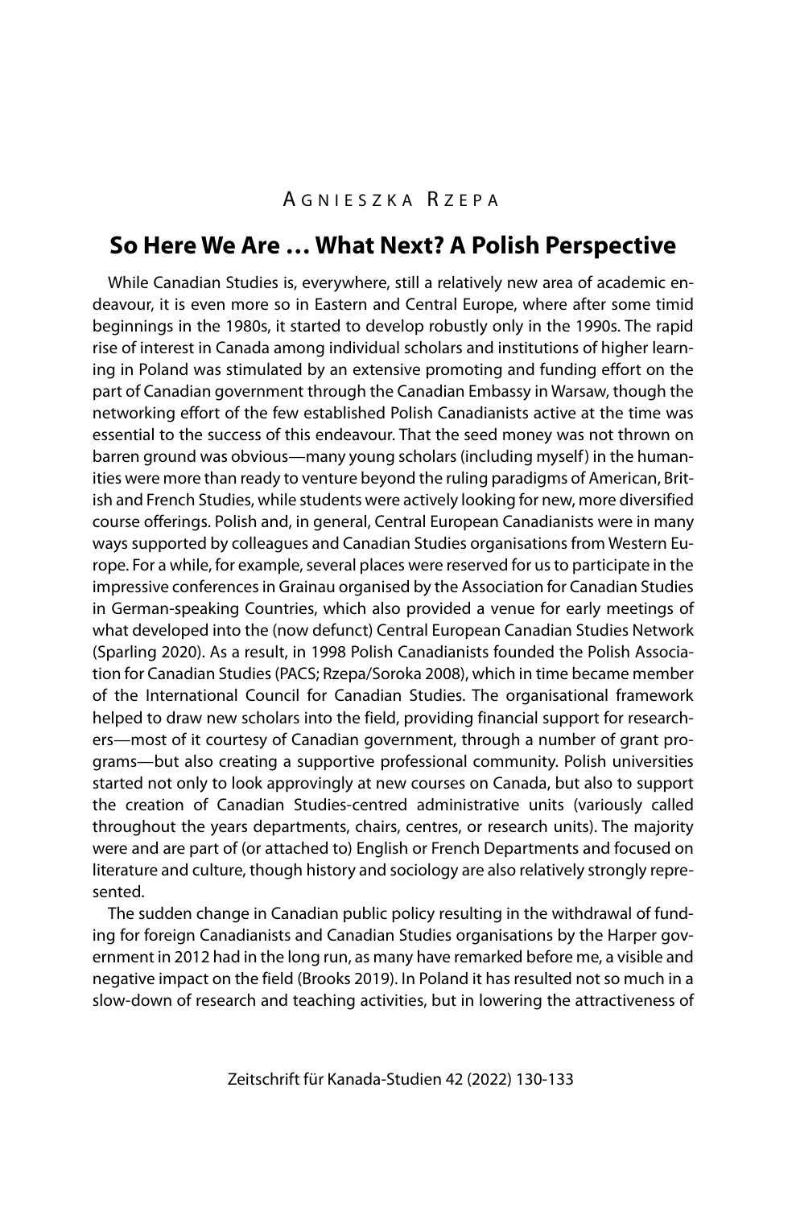Agnieszka Rzepa

## So Here We Are … What Next? A Polish Perspective

While Canadian Studies is, everywhere, still a relatively new area of academic endeavour, it is even more so in Eastern and Central Europe, where after some timid beginnings in the 1980s, it started to develop robustly only in the 1990s. The rapid rise of interest in Canada among individual scholars and institutions of higher learning in Poland was stimulated by an extensive promoting and funding effort on the part of Canadian government through the Canadian Embassy in Warsaw, though the networking effort of the few established Polish Canadianists active at the time was essential to the success of this endeavour. That the seed money was not thrown on barren ground was obvious—many young scholars (including myself) in the humanities were more than ready to venture beyond the ruling paradigms of American, British and French Studies, while students were actively looking for new, more diversified course offerings. Polish and, in general, Central European Canadianists were in many ways supported by colleagues and Canadian Studies organisations from Western Europe. For a while, for example, several places were reserved for us to participate in the impressive conferences in Grainau organised by the Association for Canadian Studies in German-speaking Countries, which also provided a venue for early meetings of what developed into the (now defunct) Central European Canadian Studies Network (Sparling 2020). As a result, in 1998 Polish Canadianists founded the Polish Association for Canadian Studies (PACS; Rzepa/Soroka 2008), which in time became member of the International Council for Canadian Studies. The organisational framework helped to draw new scholars into the field, providing financial support for researchers—most of it courtesy of Canadian government, through a number of grant programs—but also creating a supportive professional community. Polish universities started not only to look approvingly at new courses on Canada, but also to support the creation of Canadian Studies-centred administrative units (variously called throughout the years departments, chairs, centres, or research units). The majority were and are part of (or attached to) English or French Departments and focused on literature and culture, though history and sociology are also relatively strongly represented.

The sudden change in Canadian public policy resulting in the withdrawal of funding for foreign Canadianists and Canadian Studies organisations by the Harper government in 2012 had in the long run, as many have remarked before me, a visible and negative impact on the field (Brooks 2019). In Poland it has resulted not so much in a slow-down of research and teaching activities, but in lowering the attractiveness of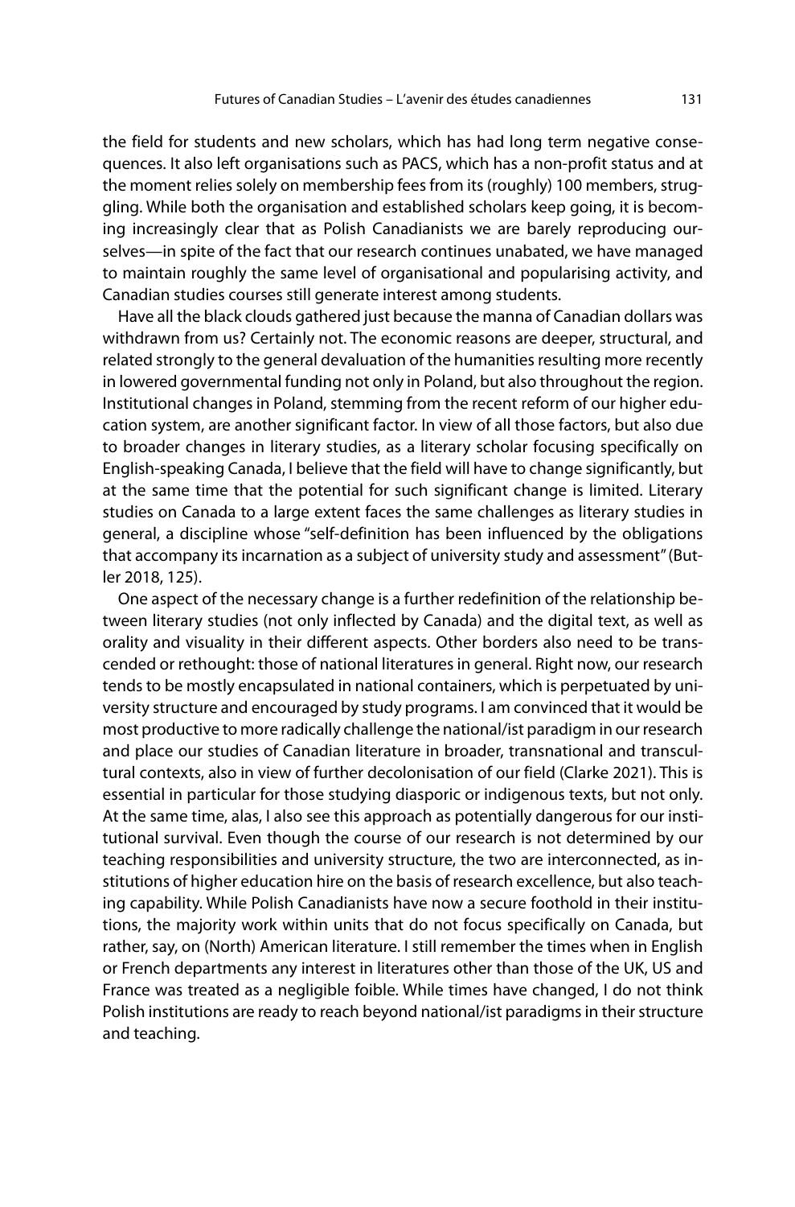the field for students and new scholars, which has had long term negative consequences. It also left organisations such as PACS, which has a non-profit status and at the moment relies solely on membership fees from its (roughly) 100 members, struggling. While both the organisation and established scholars keep going, it is becoming increasingly clear that as Polish Canadianists we are barely reproducing ourselves—in spite of the fact that our research continues unabated, we have managed to maintain roughly the same level of organisational and popularising activity, and Canadian studies courses still generate interest among students.

Have all the black clouds gathered just because the manna of Canadian dollars was withdrawn from us? Certainly not. The economic reasons are deeper, structural, and related strongly to the general devaluation of the humanities resulting more recently in lowered governmental funding not only in Poland, but also throughout the region. Institutional changes in Poland, stemming from the recent reform of our higher education system, are another significant factor. In view of all those factors, but also due to broader changes in literary studies, as a literary scholar focusing specifically on English-speaking Canada, I believe that the field will have to change significantly, but at the same time that the potential for such significant change is limited. Literary studies on Canada to a large extent faces the same challenges as literary studies in general, a discipline whose "self-definition has been influenced by the obligations that accompany its incarnation as a subject of university study and assessment" (Butler 2018, 125).

One aspect of the necessary change is a further redefinition of the relationship between literary studies (not only inflected by Canada) and the digital text, as well as orality and visuality in their different aspects. Other borders also need to be transcended or rethought: those of national literatures in general. Right now, our research tends to be mostly encapsulated in national containers, which is perpetuated by university structure and encouraged by study programs. I am convinced that it would be most productive to more radically challenge the national/ist paradigm in our research and place our studies of Canadian literature in broader, transnational and transcultural contexts, also in view of further decolonisation of our field (Clarke 2021). This is essential in particular for those studying diasporic or indigenous texts, but not only. At the same time, alas, I also see this approach as potentially dangerous for our institutional survival. Even though the course of our research is not determined by our teaching responsibilities and university structure, the two are interconnected, as institutions of higher education hire on the basis of research excellence, but also teaching capability. While Polish Canadianists have now a secure foothold in their institutions, the majority work within units that do not focus specifically on Canada, but rather, say, on (North) American literature. I still remember the times when in English or French departments any interest in literatures other than those of the UK, US and France was treated as a negligible foible. While times have changed, I do not think Polish institutions are ready to reach beyond national/ist paradigms in their structure and teaching.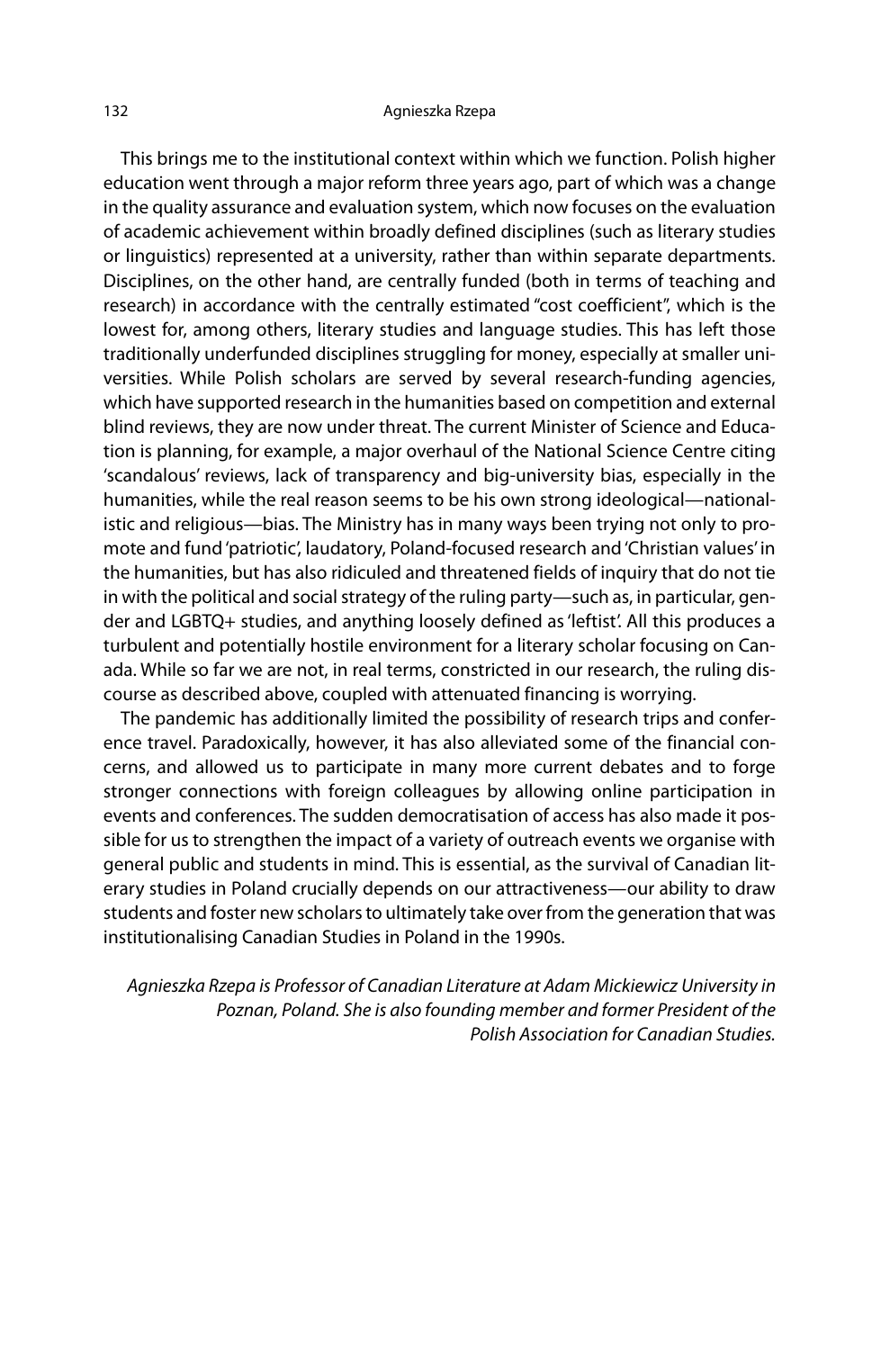This brings me to the institutional context within which we function. Polish higher education went through a major reform three years ago, part of which was a change in the quality assurance and evaluation system, which now focuses on the evaluation of academic achievement within broadly defined disciplines (such as literary studies or linguistics) represented at a university, rather than within separate departments. Disciplines, on the other hand, are centrally funded (both in terms of teaching and research) in accordance with the centrally estimated "cost coefficient", which is the lowest for, among others, literary studies and language studies. This has left those traditionally underfunded disciplines struggling for money, especially at smaller universities. While Polish scholars are served by several research-funding agencies, which have supported research in the humanities based on competition and external blind reviews, they are now under threat. The current Minister of Science and Education is planning, for example, a major overhaul of the National Science Centre citing 'scandalous' reviews, lack of transparency and big-university bias, especially in the humanities, while the real reason seems to be his own strong ideological—nationalistic and religious—bias. The Ministry has in many ways been trying not only to promote and fund 'patriotic', laudatory, Poland-focused research and 'Christian values' in the humanities, but has also ridiculed and threatened fields of inquiry that do not tie in with the political and social strategy of the ruling party—such as, in particular, gender and LGBTQ+ studies, and anything loosely defined as 'leftist'. All this produces a turbulent and potentially hostile environment for a literary scholar focusing on Canada. While so far we are not, in real terms, constricted in our research, the ruling discourse as described above, coupled with attenuated financing is worrying.

The pandemic has additionally limited the possibility of research trips and conference travel. Paradoxically, however, it has also alleviated some of the financial concerns, and allowed us to participate in many more current debates and to forge stronger connections with foreign colleagues by allowing online participation in events and conferences. The sudden democratisation of access has also made it possible for us to strengthen the impact of a variety of outreach events we organise with general public and students in mind. This is essential, as the survival of Canadian literary studies in Poland crucially depends on our attractiveness—our ability to draw students and foster new scholars to ultimately take over from the generation that was institutionalising Canadian Studies in Poland in the 1990s.

*Agnieszka Rzepa is Professor of Canadian Literature at Adam Mickiewicz University in Poznan, Poland. She is also founding member and former President of the Polish Association for Canadian Studies.*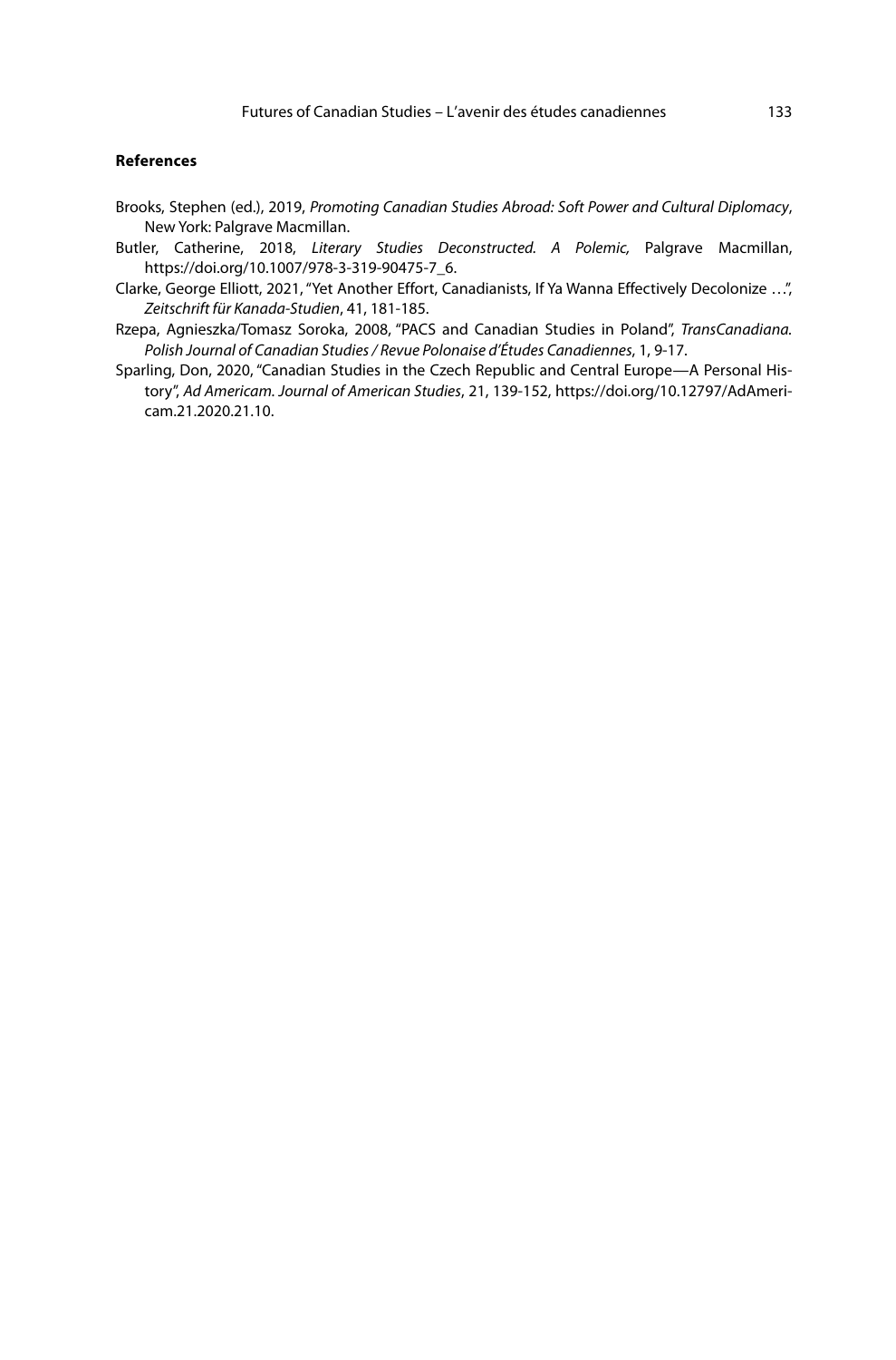#### References

Brooks, Stephen (ed.), 2019, *Promoting Canadian Studies Abroad: Soft Power and Cultural Diplomacy*, New York: Palgrave Macmillan.

Butler, Catherine, 2018, *Literary Studies Deconstructed. A Polemic,* Palgrave Macmillan, https://doi.org/10.1007/978-3-319-90475-7_6.

Clarke, George Elliott, 2021, "Yet Another Effort, Canadianists, If Ya Wanna Effectively Decolonize …", *Zeitschrift für Kanada-Studien*, 41, 181-185.

Rzepa, Agnieszka/Tomasz Soroka, 2008, "PACS and Canadian Studies in Poland", *TransCanadiana. Polish Journal of Canadian Studies / Revue Polonaise d'Études Canadiennes*, 1, 9-17.

Sparling, Don, 2020, "Canadian Studies in the Czech Republic and Central Europe—A Personal History", *Ad Americam. Journal of American Studies*, 21, 139-152, https://doi.org/10.12797/AdAmericam.21.2020.21.10.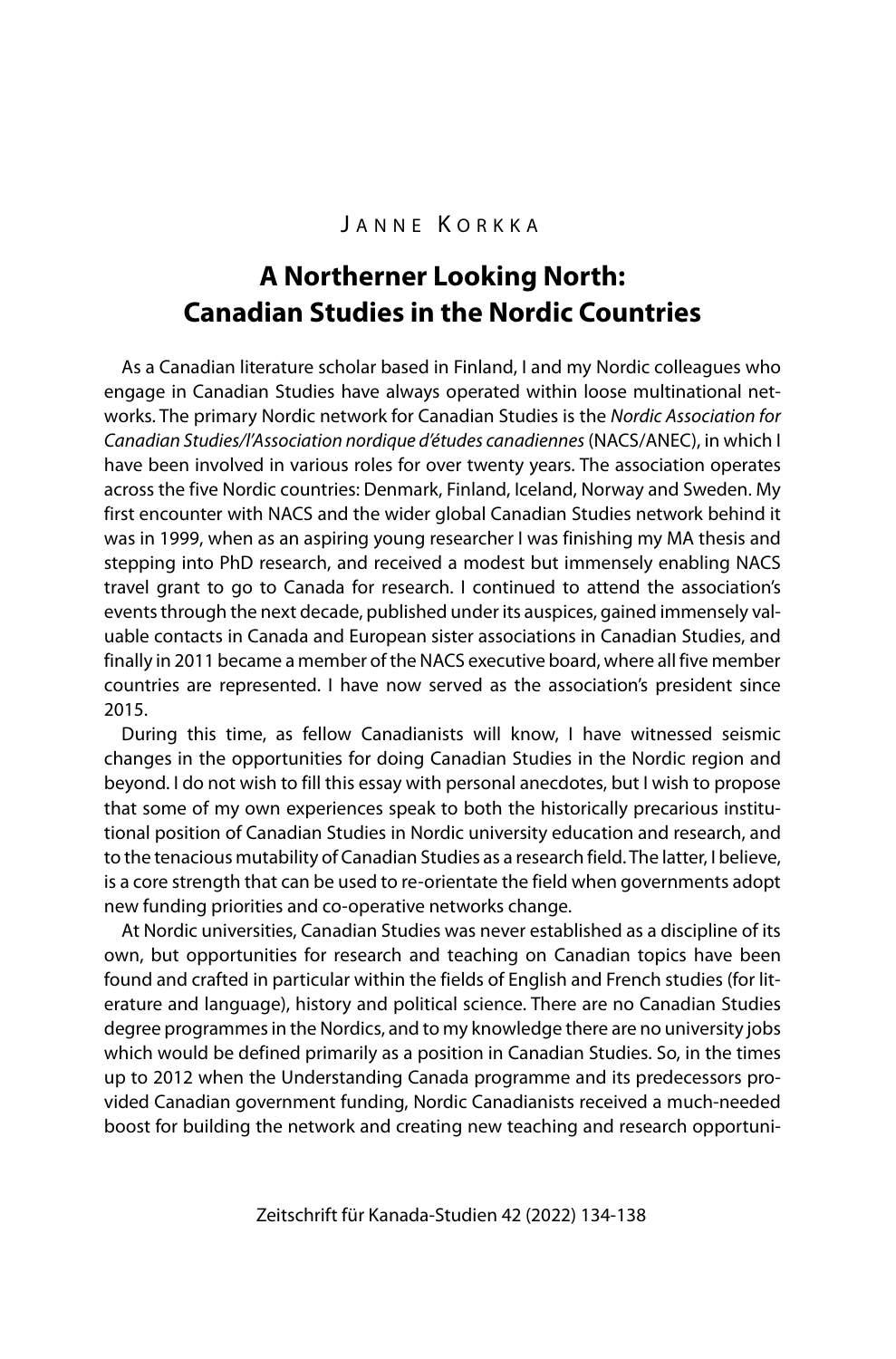Janne Korkka

# A Northerner Looking North: Canadian Studies in the Nordic Countries

As a Canadian literature scholar based in Finland, I and my Nordic colleagues who engage in Canadian Studies have always operated within loose multinational networks. The primary Nordic network for Canadian Studies is the *Nordic Association for Canadian Studies/l'Association nordique d'études canadiennes* (NACS/ANEC), in which I have been involved in various roles for over twenty years. The association operates across the five Nordic countries: Denmark, Finland, Iceland, Norway and Sweden. My first encounter with NACS and the wider global Canadian Studies network behind it was in 1999, when as an aspiring young researcher I was finishing my MA thesis and stepping into PhD research, and received a modest but immensely enabling NACS travel grant to go to Canada for research. I continued to attend the association's events through the next decade, published under its auspices, gained immensely valuable contacts in Canada and European sister associations in Canadian Studies, and finally in 2011 became a member of the NACS executive board, where all five member countries are represented. I have now served as the association's president since 2015.

During this time, as fellow Canadianists will know, I have witnessed seismic changes in the opportunities for doing Canadian Studies in the Nordic region and beyond. I do not wish to fill this essay with personal anecdotes, but I wish to propose that some of my own experiences speak to both the historically precarious institutional position of Canadian Studies in Nordic university education and research, and to the tenacious mutability of Canadian Studies as a research field. The latter, I believe, is a core strength that can be used to re-orientate the field when governments adopt new funding priorities and co-operative networks change.

At Nordic universities, Canadian Studies was never established as a discipline of its own, but opportunities for research and teaching on Canadian topics have been found and crafted in particular within the fields of English and French studies (for literature and language), history and political science. There are no Canadian Studies degree programmes in the Nordics, and to my knowledge there are no university jobs which would be defined primarily as a position in Canadian Studies. So, in the times up to 2012 when the Understanding Canada programme and its predecessors provided Canadian government funding, Nordic Canadianists received a much-needed boost for building the network and creating new teaching and research opportuni-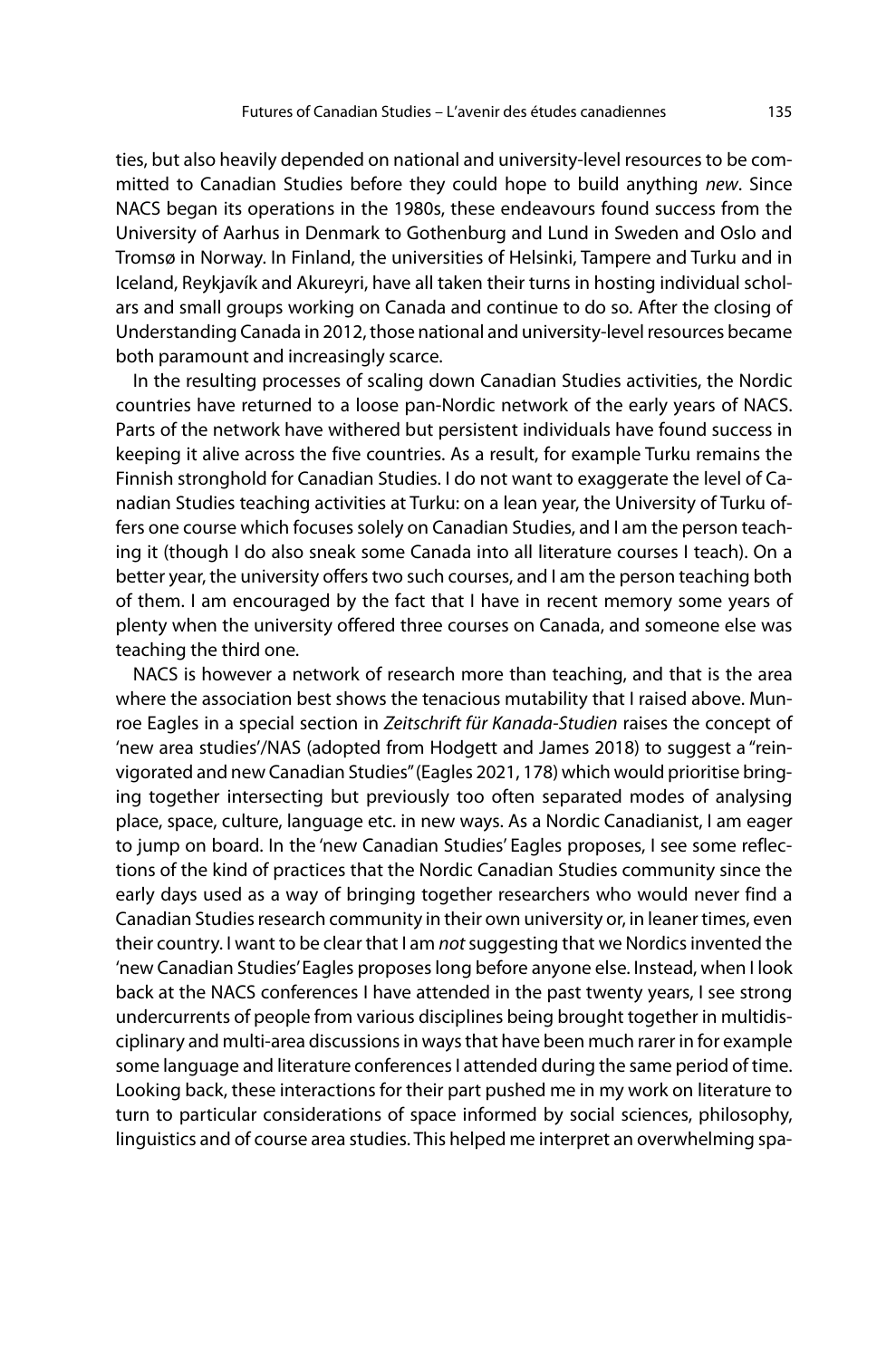ties, but also heavily depended on national and university-level resources to be committed to Canadian Studies before they could hope to build anything *new*. Since NACS began its operations in the 1980s, these endeavours found success from the University of Aarhus in Denmark to Gothenburg and Lund in Sweden and Oslo and Tromsø in Norway. In Finland, the universities of Helsinki, Tampere and Turku and in Iceland, Reykjavík and Akureyri, have all taken their turns in hosting individual scholars and small groups working on Canada and continue to do so. After the closing of Understanding Canada in 2012, those national and university-level resources became both paramount and increasingly scarce.

In the resulting processes of scaling down Canadian Studies activities, the Nordic countries have returned to a loose pan-Nordic network of the early years of NACS. Parts of the network have withered but persistent individuals have found success in keeping it alive across the five countries. As a result, for example Turku remains the Finnish stronghold for Canadian Studies. I do not want to exaggerate the level of Canadian Studies teaching activities at Turku: on a lean year, the University of Turku offers one course which focuses solely on Canadian Studies, and I am the person teaching it (though I do also sneak some Canada into all literature courses I teach). On a better year, the university offers two such courses, and I am the person teaching both of them. I am encouraged by the fact that I have in recent memory some years of plenty when the university offered three courses on Canada, and someone else was teaching the third one.

NACS is however a network of research more than teaching, and that is the area where the association best shows the tenacious mutability that I raised above. Munroe Eagles in a special section in *Zeitschrift für Kanada-Studien* raises the concept of 'new area studies'/NAS (adopted from Hodgett and James 2018) to suggest a "reinvigorated and new Canadian Studies" (Eagles 2021, 178) which would prioritise bringing together intersecting but previously too often separated modes of analysing place, space, culture, language etc. in new ways. As a Nordic Canadianist, I am eager to jump on board. In the 'new Canadian Studies' Eagles proposes, I see some reflections of the kind of practices that the Nordic Canadian Studies community since the early days used as a way of bringing together researchers who would never find a Canadian Studies research community in their own university or, in leaner times, even their country. I want to be clear that I am *not* suggesting that we Nordics invented the 'new Canadian Studies' Eagles proposes long before anyone else. Instead, when I look back at the NACS conferences I have attended in the past twenty years, I see strong undercurrents of people from various disciplines being brought together in multidisciplinary and multi-area discussions in ways that have been much rarer in for example some language and literature conferences I attended during the same period of time. Looking back, these interactions for their part pushed me in my work on literature to turn to particular considerations of space informed by social sciences, philosophy, linguistics and of course area studies. This helped me interpret an overwhelming spa-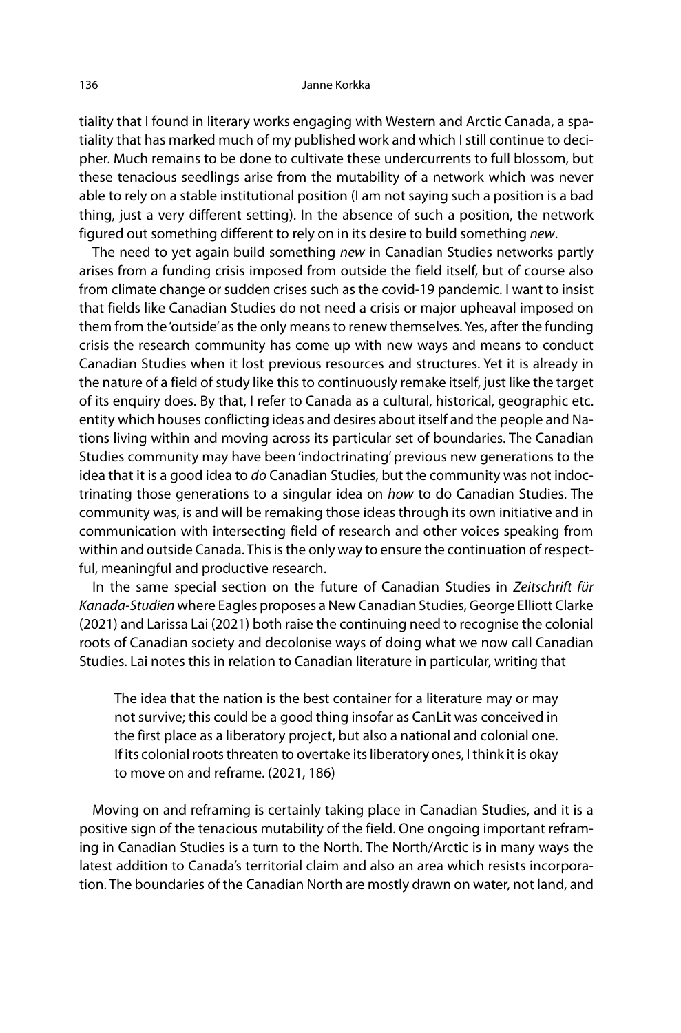tiality that I found in literary works engaging with Western and Arctic Canada, a spatiality that has marked much of my published work and which I still continue to decipher. Much remains to be done to cultivate these undercurrents to full blossom, but these tenacious seedlings arise from the mutability of a network which was never able to rely on a stable institutional position (I am not saying such a position is a bad thing, just a very different setting). In the absence of such a position, the network figured out something different to rely on in its desire to build something *new*.

The need to yet again build something *new* in Canadian Studies networks partly arises from a funding crisis imposed from outside the field itself, but of course also from climate change or sudden crises such as the covid-19 pandemic. I want to insist that fields like Canadian Studies do not need a crisis or major upheaval imposed on them from the 'outside' as the only means to renew themselves. Yes, after the funding crisis the research community has come up with new ways and means to conduct Canadian Studies when it lost previous resources and structures. Yet it is already in the nature of a field of study like this to continuously remake itself, just like the target of its enquiry does. By that, I refer to Canada as a cultural, historical, geographic etc. entity which houses conflicting ideas and desires about itself and the people and Nations living within and moving across its particular set of boundaries. The Canadian Studies community may have been 'indoctrinating' previous new generations to the idea that it is a good idea to *do* Canadian Studies, but the community was not indoctrinating those generations to a singular idea on *how* to do Canadian Studies. The community was, is and will be remaking those ideas through its own initiative and in communication with intersecting field of research and other voices speaking from within and outside Canada. This is the only way to ensure the continuation of respectful, meaningful and productive research.

In the same special section on the future of Canadian Studies in *Zeitschrift für Kanada-Studien* where Eagles proposes a New Canadian Studies, George Elliott Clarke (2021) and Larissa Lai (2021) both raise the continuing need to recognise the colonial roots of Canadian society and decolonise ways of doing what we now call Canadian Studies. Lai notes this in relation to Canadian literature in particular, writing that

> The idea that the nation is the best container for a literature may or may not survive; this could be a good thing insofar as CanLit was conceived in the first place as a liberatory project, but also a national and colonial one. If its colonial roots threaten to overtake its liberatory ones, I think it is okay to move on and reframe. (2021, 186)

Moving on and reframing is certainly taking place in Canadian Studies, and it is a positive sign of the tenacious mutability of the field. One ongoing important reframing in Canadian Studies is a turn to the North. The North/Arctic is in many ways the latest addition to Canada's territorial claim and also an area which resists incorporation. The boundaries of the Canadian North are mostly drawn on water, not land, and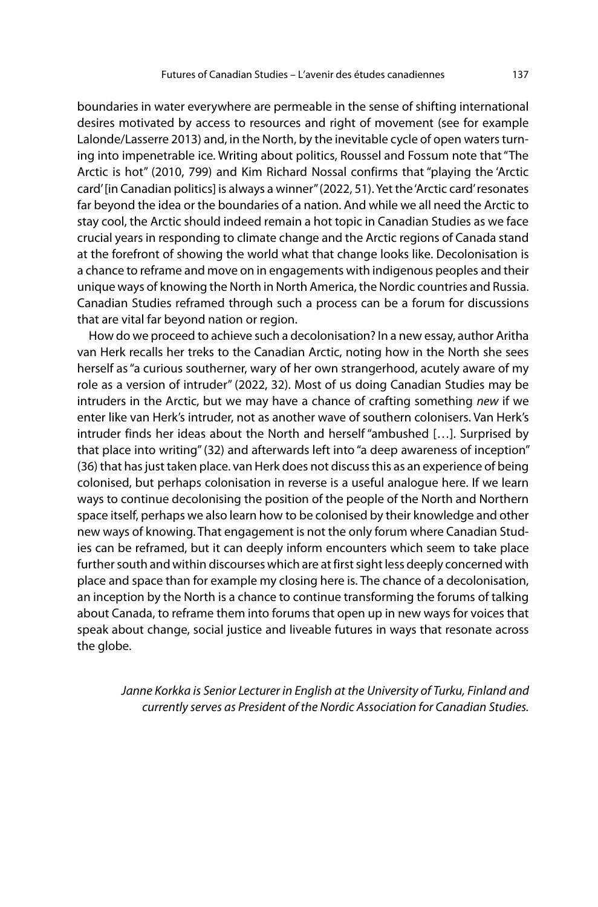boundaries in water everywhere are permeable in the sense of shifting international desires motivated by access to resources and right of movement (see for example Lalonde/Lasserre 2013) and, in the North, by the inevitable cycle of open waters turning into impenetrable ice. Writing about politics, Roussel and Fossum note that "The Arctic is hot" (2010, 799) and Kim Richard Nossal confirms that "playing the 'Arctic card' [in Canadian politics] is always a winner" (2022, 51). Yet the 'Arctic card' resonates far beyond the idea or the boundaries of a nation. And while we all need the Arctic to stay cool, the Arctic should indeed remain a hot topic in Canadian Studies as we face crucial years in responding to climate change and the Arctic regions of Canada stand at the forefront of showing the world what that change looks like. Decolonisation is a chance to reframe and move on in engagements with indigenous peoples and their unique ways of knowing the North in North America, the Nordic countries and Russia. Canadian Studies reframed through such a process can be a forum for discussions that are vital far beyond nation or region.

How do we proceed to achieve such a decolonisation? In a new essay, author Aritha van Herk recalls her treks to the Canadian Arctic, noting how in the North she sees herself as "a curious southerner, wary of her own strangerhood, acutely aware of my role as a version of intruder" (2022, 32). Most of us doing Canadian Studies may be intruders in the Arctic, but we may have a chance of crafting something *new* if we enter like van Herk's intruder, not as another wave of southern colonisers. Van Herk's intruder finds her ideas about the North and herself "ambushed […]. Surprised by that place into writing" (32) and afterwards left into "a deep awareness of inception" (36) that has just taken place. van Herk does not discuss this as an experience of being colonised, but perhaps colonisation in reverse is a useful analogue here. If we learn ways to continue decolonising the position of the people of the North and Northern space itself, perhaps we also learn how to be colonised by their knowledge and other new ways of knowing. That engagement is not the only forum where Canadian Studies can be reframed, but it can deeply inform encounters which seem to take place further south and within discourses which are at first sight less deeply concerned with place and space than for example my closing here is. The chance of a decolonisation, an inception by the North is a chance to continue transforming the forums of talking about Canada, to reframe them into forums that open up in new ways for voices that speak about change, social justice and liveable futures in ways that resonate across the globe.

*Janne Korkka is Senior Lecturer in English at the University of Turku, Finland and currently serves as President of the Nordic Association for Canadian Studies.*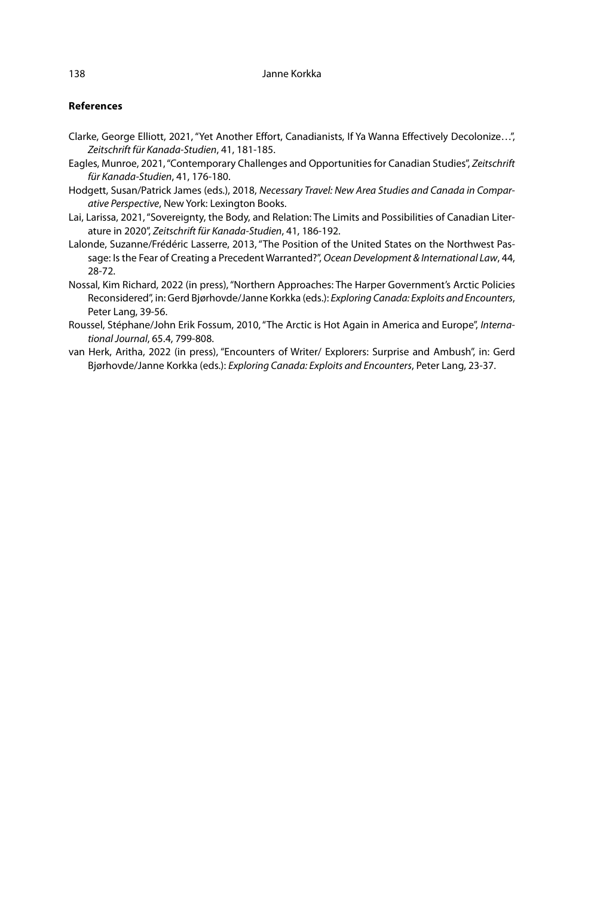**References**

Clarke, George Elliott, 2021, "Yet Another Effort, Canadianists, If Ya Wanna Effectively Decolonize…", *Zeitschrift für Kanada-Studien*, 41, 181-185.

Eagles, Munroe, 2021, "Contemporary Challenges and Opportunities for Canadian Studies", *Zeitschrift für Kanada-Studien*, 41, 176-180.

Hodgett, Susan/Patrick James (eds.), 2018, *Necessary Travel: New Area Studies and Canada in Comparative Perspective*, New York: Lexington Books.

Lai, Larissa, 2021, "Sovereignty, the Body, and Relation: The Limits and Possibilities of Canadian Literature in 2020", *Zeitschrift für Kanada-Studien*, 41, 186-192.

Lalonde, Suzanne/Frédéric Lasserre, 2013, "The Position of the United States on the Northwest Passage: Is the Fear of Creating a Precedent Warranted?", *Ocean Development & International Law*, 44, 28-72.

Nossal, Kim Richard, 2022 (in press), "Northern Approaches: The Harper Government's Arctic Policies Reconsidered", in: Gerd Bjørhovde/Janne Korkka (eds.): *Exploring Canada: Exploits and Encounters*, Peter Lang, 39-56.

Roussel, Stéphane/John Erik Fossum, 2010, "The Arctic is Hot Again in America and Europe", *International Journal*, 65.4, 799-808.

van Herk, Aritha, 2022 (in press), "Encounters of Writer/ Explorers: Surprise and Ambush", in: Gerd Bjørhovde/Janne Korkka (eds.): *Exploring Canada: Exploits and Encounters*, Peter Lang, 23-37.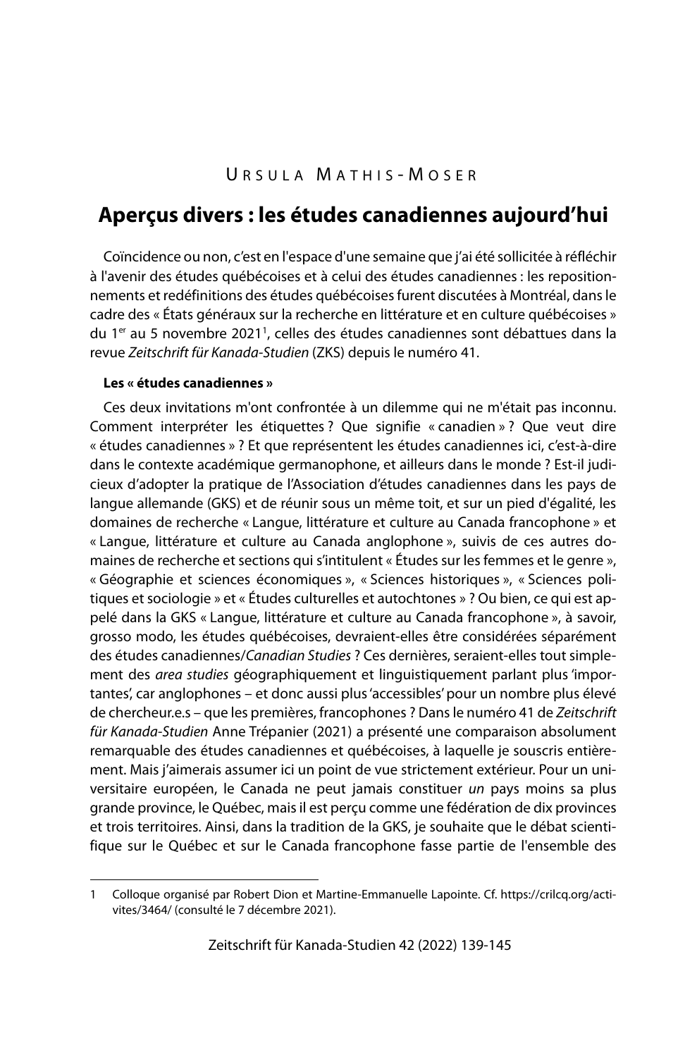Ursula Mathis-Moser

# Aperçus divers : les études canadiennes aujourd'hui

Coïncidence ou non, c'est en l'espace d'une semaine que j'ai été sollicitée à réfléchir à l'avenir des études québécoises et à celui des études canadiennes : les repositionnements et redéfinitions des études québécoises furent discutées à Montréal, dans le cadre des « États généraux sur la recherche en littérature et en culture québécoises » du 1er au 5 novembre 2021[1], celles des études canadiennes sont débattues dans la revue *Zeitschrift für Kanada-Studien* (ZKS) depuis le numéro 41.

**Les « études canadiennes »**

Ces deux invitations m'ont confrontée à un dilemme qui ne m'était pas inconnu. Comment interpréter les étiquettes ? Que signifie « canadien » ? Que veut dire « études canadiennes » ? Et que représentent les études canadiennes ici, c'est-à-dire dans le contexte académique germanophone, et ailleurs dans le monde ? Est-il judicieux d'adopter la pratique de l'Association d'études canadiennes dans les pays de langue allemande (GKS) et de réunir sous un même toit, et sur un pied d'égalité, les domaines de recherche « Langue, littérature et culture au Canada francophone » et « Langue, littérature et culture au Canada anglophone », suivis de ces autres domaines de recherche et sections qui s'intitulent « Études sur les femmes et le genre », « Géographie et sciences économiques », « Sciences historiques », « Sciences politiques et sociologie » et « Études culturelles et autochtones » ? Ou bien, ce qui est appelé dans la GKS « Langue, littérature et culture au Canada francophone », à savoir, grosso modo, les études québécoises, devraient-elles être considérées séparément des études canadiennes/*Canadian Studies* ? Ces dernières, seraient-elles tout simplement des *area studies* géographiquement et linguistiquement parlant plus 'importantes', car anglophones – et donc aussi plus 'accessibles' pour un nombre plus élevé de chercheur.e.s – que les premières, francophones ? Dans le numéro 41 de *Zeitschrift für Kanada-Studien* Anne Trépanier (2021) a présenté une comparaison absolument remarquable des études canadiennes et québécoises, à laquelle je souscris entièrement. Mais j'aimerais assumer ici un point de vue strictement extérieur. Pour un universitaire européen, le Canada ne peut jamais constituer *un* pays moins sa plus grande province, le Québec, mais il est perçu comme une fédération de dix provinces et trois territoires. Ainsi, dans la tradition de la GKS, je souhaite que le débat scientifique sur le Québec et sur le Canada francophone fasse partie de l'ensemble des

---

1 Colloque organisé par Robert Dion et Martine-Emmanuelle Lapointe. Cf. https://crilcq.org/activites/3464/ (consulté le 7 décembre 2021).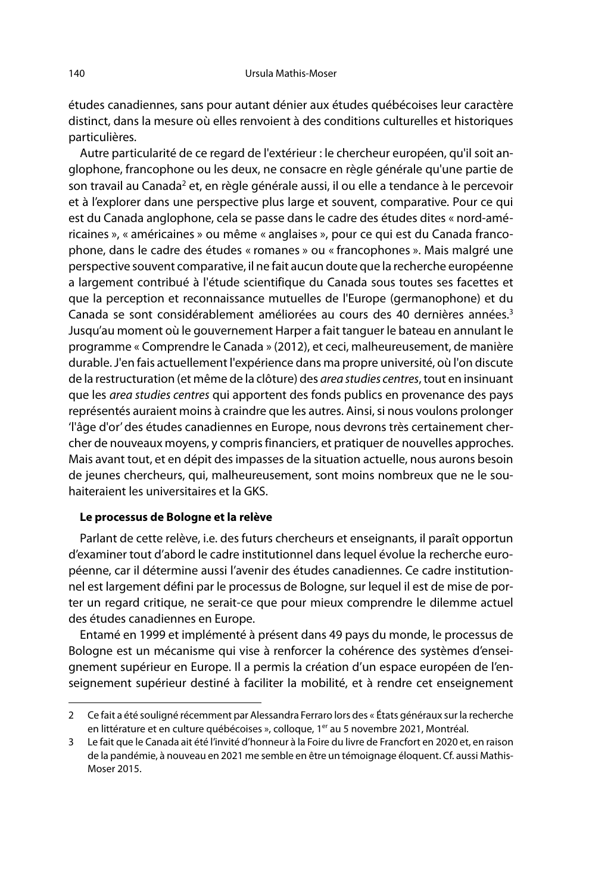études canadiennes, sans pour autant dénier aux études québécoises leur caractère distinct, dans la mesure où elles renvoient à des conditions culturelles et historiques particulières.

Autre particularité de ce regard de l'extérieur : le chercheur européen, qu'il soit anglophone, francophone ou les deux, ne consacre en règle générale qu'une partie de son travail au Canada[2] et, en règle générale aussi, il ou elle a tendance à le percevoir et à l'explorer dans une perspective plus large et souvent, comparative. Pour ce qui est du Canada anglophone, cela se passe dans le cadre des études dites « nord-américaines », « américaines » ou même « anglaises », pour ce qui est du Canada francophone, dans le cadre des études « romanes » ou « francophones ». Mais malgré une perspective souvent comparative, il ne fait aucun doute que la recherche européenne a largement contribué à l'étude scientifique du Canada sous toutes ses facettes et que la perception et reconnaissance mutuelles de l'Europe (germanophone) et du Canada se sont considérablement améliorées au cours des 40 dernières années.[3] Jusqu'au moment où le gouvernement Harper a fait tanguer le bateau en annulant le programme « Comprendre le Canada » (2012), et ceci, malheureusement, de manière durable. J'en fais actuellement l'expérience dans ma propre université, où l'on discute de la restructuration (et même de la clôture) des *area studies centres*, tout en insinuant que les *area studies centres* qui apportent des fonds publics en provenance des pays représentés auraient moins à craindre que les autres. Ainsi, si nous voulons prolonger 'l'âge d'or' des études canadiennes en Europe, nous devrons très certainement chercher de nouveaux moyens, y compris financiers, et pratiquer de nouvelles approches. Mais avant tout, et en dépit des impasses de la situation actuelle, nous aurons besoin de jeunes chercheurs, qui, malheureusement, sont moins nombreux que ne le souhaiteraient les universitaires et la GKS.

**Le processus de Bologne et la relève**

Parlant de cette relève, i.e. des futurs chercheurs et enseignants, il paraît opportun d'examiner tout d'abord le cadre institutionnel dans lequel évolue la recherche européenne, car il détermine aussi l'avenir des études canadiennes. Ce cadre institutionnel est largement défini par le processus de Bologne, sur lequel il est de mise de porter un regard critique, ne serait-ce que pour mieux comprendre le dilemme actuel des études canadiennes en Europe.

Entamé en 1999 et implémenté à présent dans 49 pays du monde, le processus de Bologne est un mécanisme qui vise à renforcer la cohérence des systèmes d'enseignement supérieur en Europe. Il a permis la création d'un espace européen de l'enseignement supérieur destiné à faciliter la mobilité, et à rendre cet enseignement

---

2 Ce fait a été souligné récemment par Alessandra Ferraro lors des « États généraux sur la recherche en littérature et en culture québécoises », colloque, 1er au 5 novembre 2021, Montréal.

3 Le fait que le Canada ait été l'invité d'honneur à la Foire du livre de Francfort en 2020 et, en raison de la pandémie, à nouveau en 2021 me semble en être un témoignage éloquent. Cf. aussi Mathis-Moser 2015.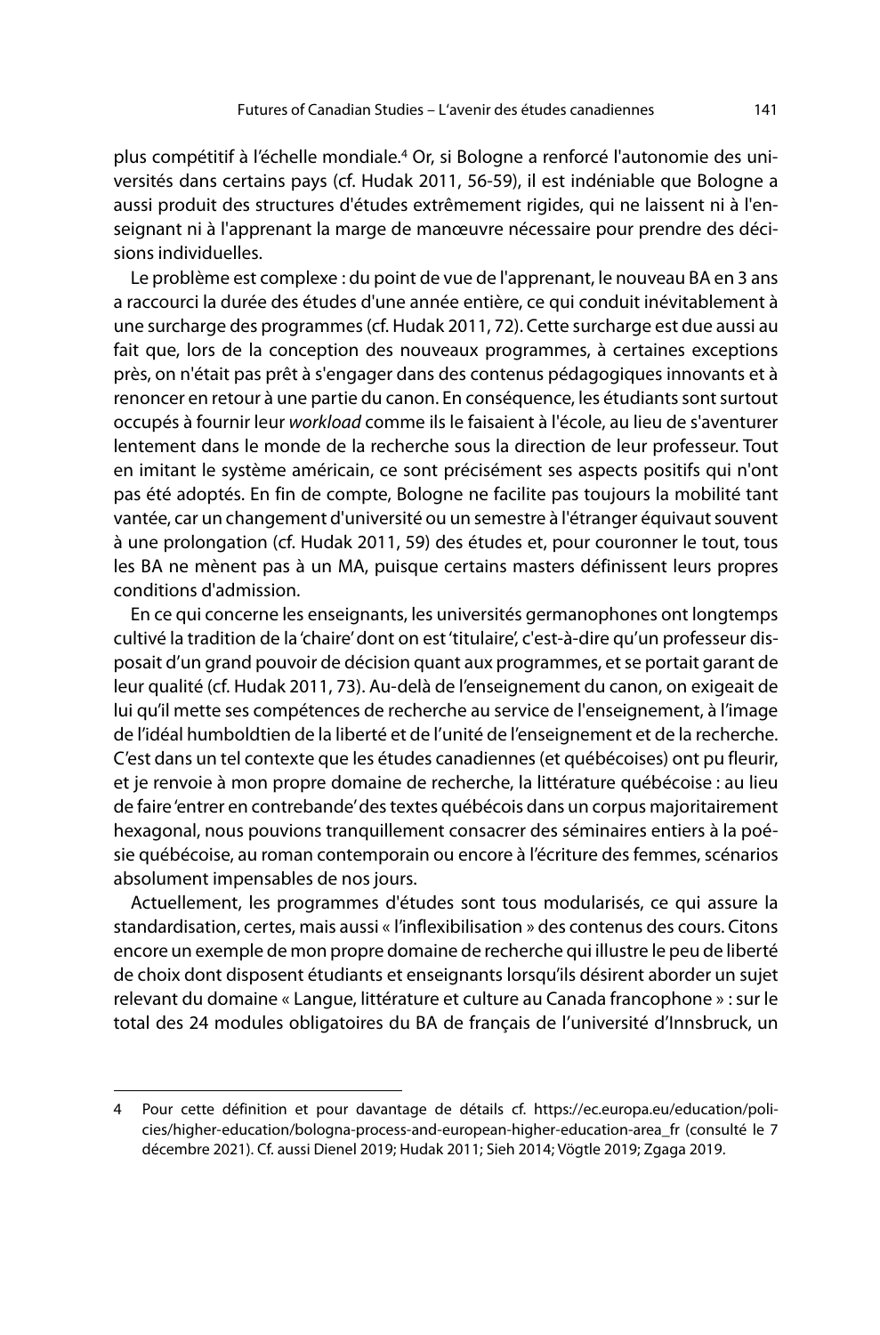plus compétitif à l'échelle mondiale.[4] Or, si Bologne a renforcé l'autonomie des universités dans certains pays (cf. Hudak 2011, 56-59), il est indéniable que Bologne a aussi produit des structures d'études extrêmement rigides, qui ne laissent ni à l'enseignant ni à l'apprenant la marge de manœuvre nécessaire pour prendre des décisions individuelles.

Le problème est complexe : du point de vue de l'apprenant, le nouveau BA en 3 ans a raccourci la durée des études d'une année entière, ce qui conduit inévitablement à une surcharge des programmes (cf. Hudak 2011, 72). Cette surcharge est due aussi au fait que, lors de la conception des nouveaux programmes, à certaines exceptions près, on n'était pas prêt à s'engager dans des contenus pédagogiques innovants et à renoncer en retour à une partie du canon. En conséquence, les étudiants sont surtout occupés à fournir leur *workload* comme ils le faisaient à l'école, au lieu de s'aventurer lentement dans le monde de la recherche sous la direction de leur professeur. Tout en imitant le système américain, ce sont précisément ses aspects positifs qui n'ont pas été adoptés. En fin de compte, Bologne ne facilite pas toujours la mobilité tant vantée, car un changement d'université ou un semestre à l'étranger équivaut souvent à une prolongation (cf. Hudak 2011, 59) des études et, pour couronner le tout, tous les BA ne mènent pas à un MA, puisque certains masters définissent leurs propres conditions d'admission.

En ce qui concerne les enseignants, les universités germanophones ont longtemps cultivé la tradition de la 'chaire' dont on est 'titulaire', c'est-à-dire qu'un professeur disposait d'un grand pouvoir de décision quant aux programmes, et se portait garant de leur qualité (cf. Hudak 2011, 73). Au-delà de l'enseignement du canon, on exigeait de lui qu'il mette ses compétences de recherche au service de l'enseignement, à l'image de l'idéal humboldtien de la liberté et de l'unité de l'enseignement et de la recherche. C'est dans un tel contexte que les études canadiennes (et québécoises) ont pu fleurir, et je renvoie à mon propre domaine de recherche, la littérature québécoise : au lieu de faire 'entrer en contrebande' des textes québécois dans un corpus majoritairement hexagonal, nous pouvions tranquillement consacrer des séminaires entiers à la poésie québécoise, au roman contemporain ou encore à l'écriture des femmes, scénarios absolument impensables de nos jours.

Actuellement, les programmes d'études sont tous modularisés, ce qui assure la standardisation, certes, mais aussi « l'inflexibilisation » des contenus des cours. Citons encore un exemple de mon propre domaine de recherche qui illustre le peu de liberté de choix dont disposent étudiants et enseignants lorsqu'ils désirent aborder un sujet relevant du domaine « Langue, littérature et culture au Canada francophone » : sur le total des 24 modules obligatoires du BA de français de l'université d'Innsbruck, un

---

4 Pour cette définition et pour davantage de détails cf. https://ec.europa.eu/education/policies/higher-education/bologna-process-and-european-higher-education-area_fr (consulté le 7 décembre 2021). Cf. aussi Dienel 2019; Hudak 2011; Sieh 2014; Vögtle 2019; Zgaga 2019.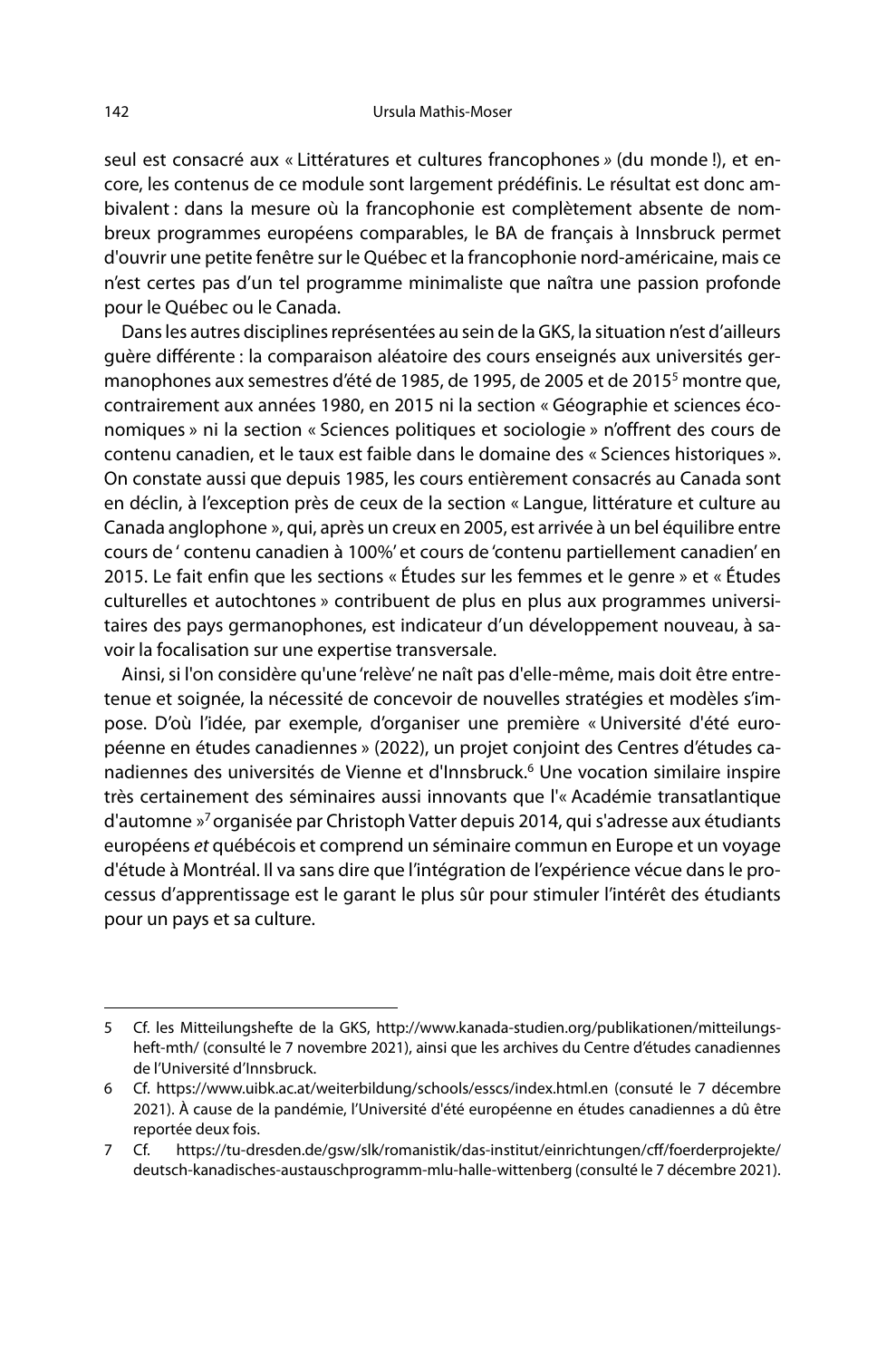seul est consacré aux « Littératures et cultures francophones » (du monde !), et encore, les contenus de ce module sont largement prédéfinis. Le résultat est donc ambivalent : dans la mesure où la francophonie est complètement absente de nombreux programmes européens comparables, le BA de français à Innsbruck permet d'ouvrir une petite fenêtre sur le Québec et la francophonie nord-américaine, mais ce n'est certes pas d'un tel programme minimaliste que naîtra une passion profonde pour le Québec ou le Canada.

Dans les autres disciplines représentées au sein de la GKS, la situation n'est d'ailleurs guère différente : la comparaison aléatoire des cours enseignés aux universités germanophones aux semestres d'été de 1985, de 1995, de 2005 et de 2015[5] montre que, contrairement aux années 1980, en 2015 ni la section « Géographie et sciences économiques » ni la section « Sciences politiques et sociologie » n'offrent des cours de contenu canadien, et le taux est faible dans le domaine des « Sciences historiques ». On constate aussi que depuis 1985, les cours entièrement consacrés au Canada sont en déclin, à l'exception près de ceux de la section « Langue, littérature et culture au Canada anglophone », qui, après un creux en 2005, est arrivée à un bel équilibre entre cours de ' contenu canadien à 100%' et cours de 'contenu partiellement canadien' en 2015. Le fait enfin que les sections « Études sur les femmes et le genre » et « Études culturelles et autochtones » contribuent de plus en plus aux programmes universitaires des pays germanophones, est indicateur d'un développement nouveau, à savoir la focalisation sur une expertise transversale.

Ainsi, si l'on considère qu'une 'relève' ne naît pas d'elle-même, mais doit être entretenue et soignée, la nécessité de concevoir de nouvelles stratégies et modèles s'impose. D'où l'idée, par exemple, d'organiser une première « Université d'été européenne en études canadiennes » (2022), un projet conjoint des Centres d'études canadiennes des universités de Vienne et d'Innsbruck.[6] Une vocation similaire inspire très certainement des séminaires aussi innovants que l'« Académie transatlantique d'automne »[7] organisée par Christoph Vatter depuis 2014, qui s'adresse aux étudiants européens *et* québécois et comprend un séminaire commun en Europe et un voyage d'étude à Montréal. Il va sans dire que l'intégration de l'expérience vécue dans le processus d'apprentissage est le garant le plus sûr pour stimuler l'intérêt des étudiants pour un pays et sa culture.

---

5 Cf. les Mitteilungshefte de la GKS, http://www.kanada-studien.org/publikationen/mitteilungsheft-mth/ (consulté le 7 novembre 2021), ainsi que les archives du Centre d'études canadiennes de l'Université d'Innsbruck.

6 Cf. https://www.uibk.ac.at/weiterbildung/schools/esscs/index.html.en (consuté le 7 décembre 2021). À cause de la pandémie, l'Université d'été européenne en études canadiennes a dû être reportée deux fois.

7 Cf. https://tu-dresden.de/gsw/slk/romanistik/das-institut/einrichtungen/cff/foerderprojekte/deutsch-kanadisches-austauschprogramm-mlu-halle-wittenberg (consulté le 7 décembre 2021).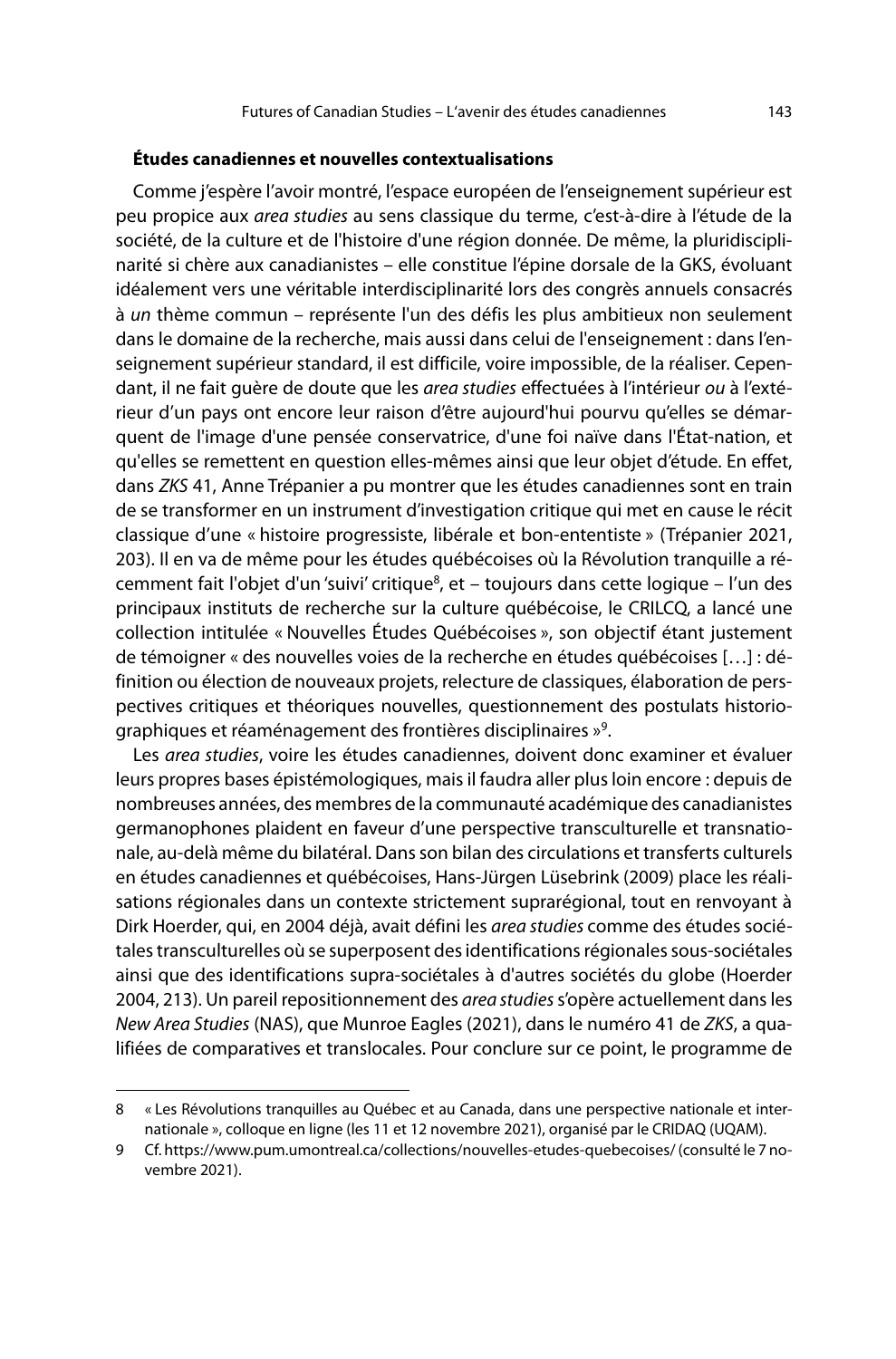**Études canadiennes et nouvelles contextualisations**

Comme j'espère l'avoir montré, l'espace européen de l'enseignement supérieur est peu propice aux *area studies* au sens classique du terme, c'est-à-dire à l'étude de la société, de la culture et de l'histoire d'une région donnée. De même, la pluridisciplinarité si chère aux canadianistes – elle constitue l'épine dorsale de la GKS, évoluant idéalement vers une véritable interdisciplinarité lors des congrès annuels consacrés à *un* thème commun – représente l'un des défis les plus ambitieux non seulement dans le domaine de la recherche, mais aussi dans celui de l'enseignement : dans l'enseignement supérieur standard, il est difficile, voire impossible, de la réaliser. Cependant, il ne fait guère de doute que les *area studies* effectuées à l'intérieur *ou* à l'extérieur d'un pays ont encore leur raison d'être aujourd'hui pourvu qu'elles se démarquent de l'image d'une pensée conservatrice, d'une foi naïve dans l'État-nation, et qu'elles se remettent en question elles-mêmes ainsi que leur objet d'étude. En effet, dans *ZKS* 41, Anne Trépanier a pu montrer que les études canadiennes sont en train de se transformer en un instrument d'investigation critique qui met en cause le récit classique d'une « histoire progressiste, libérale et bon-ententiste » (Trépanier 2021, 203). Il en va de même pour les études québécoises où la Révolution tranquille a récemment fait l'objet d'un 'suivi' critique[8], et – toujours dans cette logique – l'un des principaux instituts de recherche sur la culture québécoise, le CRILCQ, a lancé une collection intitulée « Nouvelles Études Québécoises », son objectif étant justement de témoigner « des nouvelles voies de la recherche en études québécoises […] : définition ou élection de nouveaux projets, relecture de classiques, élaboration de perspectives critiques et théoriques nouvelles, questionnement des postulats historiographiques et réaménagement des frontières disciplinaires »[9].

Les *area studies*, voire les études canadiennes, doivent donc examiner et évaluer leurs propres bases épistémologiques, mais il faudra aller plus loin encore : depuis de nombreuses années, des membres de la communauté académique des canadianistes germanophones plaident en faveur d'une perspective transculturelle et transnationale, au-delà même du bilatéral. Dans son bilan des circulations et transferts culturels en études canadiennes et québécoises, Hans-Jürgen Lüsebrink (2009) place les réalisations régionales dans un contexte strictement suprarégional, tout en renvoyant à Dirk Hoerder, qui, en 2004 déjà, avait défini les *area studies* comme des études sociétales transculturelles où se superposent des identifications régionales sous-sociétales ainsi que des identifications supra-sociétales à d'autres sociétés du globe (Hoerder 2004, 213). Un pareil repositionnement des *area studies* s'opère actuellement dans les *New Area Studies* (NAS), que Munroe Eagles (2021), dans le numéro 41 de *ZKS*, a qualifiées de comparatives et translocales. Pour conclure sur ce point, le programme de

---

8 « Les Révolutions tranquilles au Québec et au Canada, dans une perspective nationale et internationale », colloque en ligne (les 11 et 12 novembre 2021), organisé par le CRIDAQ (UQAM).

9 Cf. https://www.pum.umontreal.ca/collections/nouvelles-etudes-quebecoises/ (consulté le 7 novembre 2021).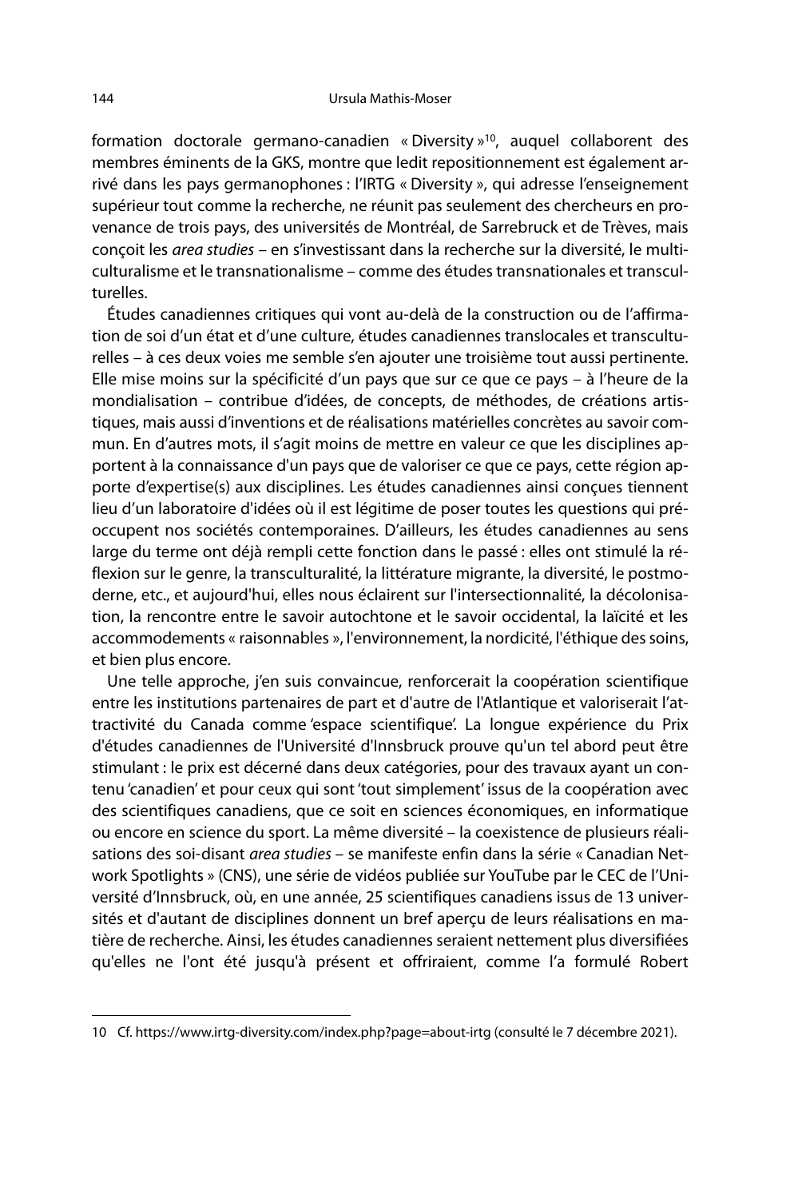formation doctorale germano-canadien « Diversity »[10], auquel collaborent des membres éminents de la GKS, montre que ledit repositionnement est également arrivé dans les pays germanophones : l'IRTG « Diversity », qui adresse l'enseignement supérieur tout comme la recherche, ne réunit pas seulement des chercheurs en provenance de trois pays, des universités de Montréal, de Sarrebruck et de Trèves, mais conçoit les *area studies* – en s'investissant dans la recherche sur la diversité, le multiculturalisme et le transnationalisme – comme des études transnationales et transculturelles.

Études canadiennes critiques qui vont au-delà de la construction ou de l'affirmation de soi d'un état et d'une culture, études canadiennes translocales et transculturelles – à ces deux voies me semble s'en ajouter une troisième tout aussi pertinente. Elle mise moins sur la spécificité d'un pays que sur ce que ce pays – à l'heure de la mondialisation – contribue d'idées, de concepts, de méthodes, de créations artistiques, mais aussi d'inventions et de réalisations matérielles concrètes au savoir commun. En d'autres mots, il s'agit moins de mettre en valeur ce que les disciplines apportent à la connaissance d'un pays que de valoriser ce que ce pays, cette région apporte d'expertise(s) aux disciplines. Les études canadiennes ainsi conçues tiennent lieu d'un laboratoire d'idées où il est légitime de poser toutes les questions qui préoccupent nos sociétés contemporaines. D'ailleurs, les études canadiennes au sens large du terme ont déjà rempli cette fonction dans le passé : elles ont stimulé la réflexion sur le genre, la transculturalité, la littérature migrante, la diversité, le postmoderne, etc., et aujourd'hui, elles nous éclairent sur l'intersectionnalité, la décolonisation, la rencontre entre le savoir autochtone et le savoir occidental, la laïcité et les accommodements « raisonnables », l'environnement, la nordicité, l'éthique des soins, et bien plus encore.

Une telle approche, j'en suis convaincue, renforcerait la coopération scientifique entre les institutions partenaires de part et d'autre de l'Atlantique et valoriserait l'attractivité du Canada comme 'espace scientifique'. La longue expérience du Prix d'études canadiennes de l'Université d'Innsbruck prouve qu'un tel abord peut être stimulant : le prix est décerné dans deux catégories, pour des travaux ayant un contenu 'canadien' et pour ceux qui sont 'tout simplement' issus de la coopération avec des scientifiques canadiens, que ce soit en sciences économiques, en informatique ou encore en science du sport. La même diversité – la coexistence de plusieurs réalisations des soi-disant *area studies* – se manifeste enfin dans la série « Canadian Network Spotlights » (CNS), une série de vidéos publiée sur YouTube par le CEC de l'Université d'Innsbruck, où, en une année, 25 scientifiques canadiens issus de 13 universités et d'autant de disciplines donnent un bref aperçu de leurs réalisations en matière de recherche. Ainsi, les études canadiennes seraient nettement plus diversifiées qu'elles ne l'ont été jusqu'à présent et offriraient, comme l'a formulé Robert

---

10 Cf. https://www.irtg-diversity.com/index.php?page=about-irtg (consulté le 7 décembre 2021).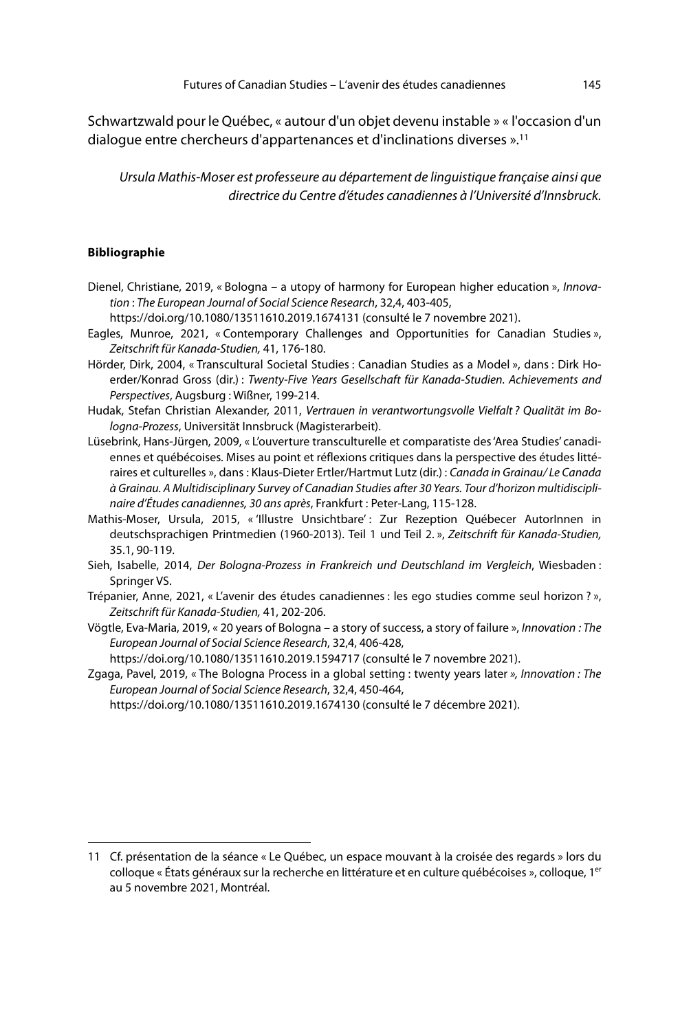Schwartzwald pour le Québec, « autour d'un objet devenu instable » « l'occasion d'un dialogue entre chercheurs d'appartenances et d'inclinations diverses ».[11]

*Ursula Mathis-Moser est professeure au département de linguistique française ainsi que directrice du Centre d'études canadiennes à l'Université d'Innsbruck.*

**Bibliographie**

Dienel, Christiane, 2019, « Bologna – a utopy of harmony for European higher education », *Innovation : The European Journal of Social Science Research*, 32,4, 403-405, https://doi.org/10.1080/13511610.2019.1674131 (consulté le 7 novembre 2021).

Eagles, Munroe, 2021, « Contemporary Challenges and Opportunities for Canadian Studies », *Zeitschrift für Kanada-Studien,* 41, 176-180.

Hörder, Dirk, 2004, « Transcultural Societal Studies : Canadian Studies as a Model », dans : Dirk Hoerder/Konrad Gross (dir.) : *Twenty-Five Years Gesellschaft für Kanada-Studien. Achievements and Perspectives*, Augsburg : Wißner, 199-214.

Hudak, Stefan Christian Alexander, 2011, *Vertrauen in verantwortungsvolle Vielfalt ? Qualität im Bologna-Prozess*, Universität Innsbruck (Magisterarbeit).

Lüsebrink, Hans-Jürgen, 2009, « L'ouverture transculturelle et comparatiste des 'Area Studies' canadiennes et québécoises. Mises au point et réflexions critiques dans la perspective des études littéraires et culturelles », dans : Klaus-Dieter Ertler/Hartmut Lutz (dir.) : *Canada in Grainau/ Le Canada à Grainau. A Multidisciplinary Survey of Canadian Studies after 30 Years. Tour d'horizon multidisciplinaire d'Études canadiennes, 30 ans après*, Frankfurt : Peter-Lang, 115-128.

Mathis-Moser, Ursula, 2015, « 'Illustre Unsichtbare' : Zur Rezeption Québecer AutorInnen in deutschsprachigen Printmedien (1960-2013). Teil 1 und Teil 2. », *Zeitschrift für Kanada-Studien,* 35.1, 90-119.

Sieh, Isabelle, 2014, *Der Bologna-Prozess in Frankreich und Deutschland im Vergleich*, Wiesbaden : Springer VS.

Trépanier, Anne, 2021, « L'avenir des études canadiennes : les ego studies comme seul horizon ? », *Zeitschrift für Kanada-Studien,* 41, 202-206.

Vögtle, Eva-Maria, 2019, « 20 years of Bologna – a story of success, a story of failure », *Innovation : The European Journal of Social Science Research*, 32,4, 406-428, https://doi.org/10.1080/13511610.2019.1594717 (consulté le 7 novembre 2021).

Zgaga, Pavel, 2019, « The Bologna Process in a global setting : twenty years later *», Innovation : The European Journal of Social Science Research*, 32,4, 450-464, https://doi.org/10.1080/13511610.2019.1674130 (consulté le 7 décembre 2021).

---

11 Cf. présentation de la séance « Le Québec, un espace mouvant à la croisée des regards » lors du colloque « États généraux sur la recherche en littérature et en culture québécoises », colloque, 1er au 5 novembre 2021, Montréal.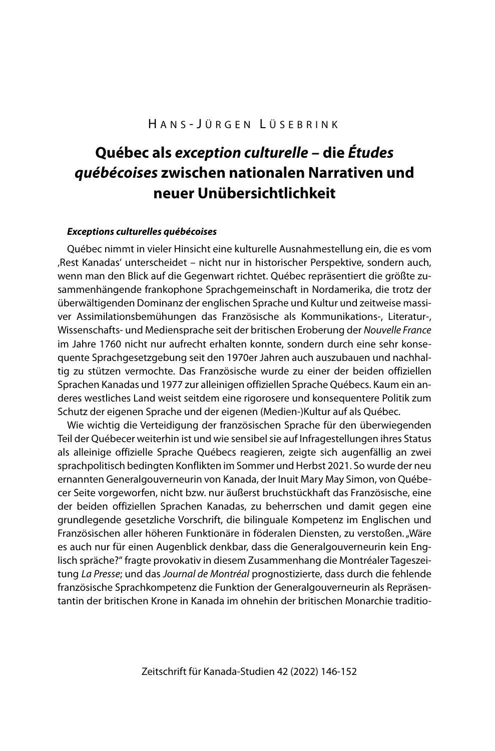Hans-Jürgen Lüsebrink

# Québec als *exception culturelle* – die *Études québécoises* zwischen nationalen Narrativen und neuer Unübersichtlichkeit

### *Exceptions culturelles québécoises*

Québec nimmt in vieler Hinsicht eine kulturelle Ausnahmestellung ein, die es vom ‚Rest Kanadas' unterscheidet – nicht nur in historischer Perspektive, sondern auch, wenn man den Blick auf die Gegenwart richtet. Québec repräsentiert die größte zusammenhängende frankophone Sprachgemeinschaft in Nordamerika, die trotz der überwältigenden Dominanz der englischen Sprache und Kultur und zeitweise massiver Assimilationsbemühungen das Französische als Kommunikations-, Literatur-, Wissenschafts- und Mediensprache seit der britischen Eroberung der *Nouvelle France* im Jahre 1760 nicht nur aufrecht erhalten konnte, sondern durch eine sehr konsequente Sprachgesetzgebung seit den 1970er Jahren auch auszubauen und nachhaltig zu stützen vermochte. Das Französische wurde zu einer der beiden offiziellen Sprachen Kanadas und 1977 zur alleinigen offiziellen Sprache Québecs. Kaum ein anderes westliches Land weist seitdem eine rigorosere und konsequentere Politik zum Schutz der eigenen Sprache und der eigenen (Medien-)Kultur auf als Québec.

Wie wichtig die Verteidigung der französischen Sprache für den überwiegenden Teil der Québecer weiterhin ist und wie sensibel sie auf Infragestellungen ihres Status als alleinige offizielle Sprache Québecs reagieren, zeigte sich augenfällig an zwei sprachpolitisch bedingten Konflikten im Sommer und Herbst 2021. So wurde der neu ernannten Generalgouverneurin von Kanada, der Inuit Mary May Simon, von Québecer Seite vorgeworfen, nicht bzw. nur äußerst bruchstückhaft das Französische, eine der beiden offiziellen Sprachen Kanadas, zu beherrschen und damit gegen eine grundlegende gesetzliche Vorschrift, die bilinguale Kompetenz im Englischen und Französischen aller höheren Funktionäre in föderalen Diensten, zu verstoßen. „Wäre es auch nur für einen Augenblick denkbar, dass die Generalgouverneurin kein Englisch spräche?" fragte provokativ in diesem Zusammenhang die Montréaler Tageszeitung *La Presse*; und das *Journal de Montréal* prognostizierte, dass durch die fehlende französische Sprachkompetenz die Funktion der Generalgouverneurin als Repräsentantin der britischen Krone in Kanada im ohnehin der britischen Monarchie traditio-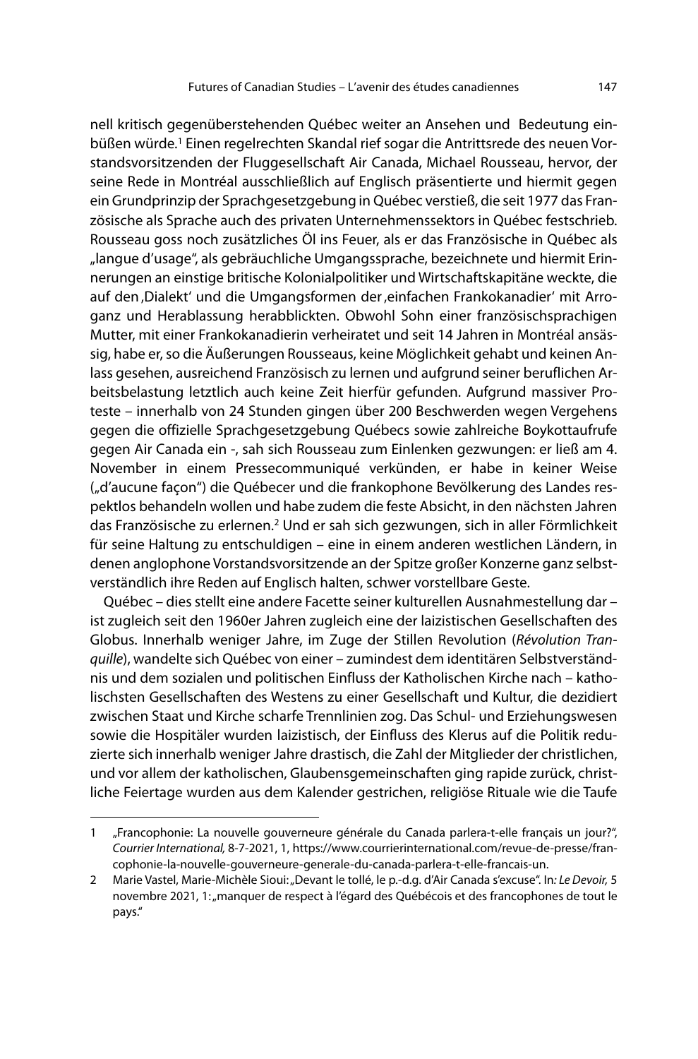nell kritisch gegenüberstehenden Québec weiter an Ansehen und Bedeutung einbüßen würde.[1] Einen regelrechten Skandal rief sogar die Antrittsrede des neuen Vorstandsvorsitzenden der Fluggesellschaft Air Canada, Michael Rousseau, hervor, der seine Rede in Montréal ausschließlich auf Englisch präsentierte und hiermit gegen ein Grundprinzip der Sprachgesetzgebung in Québec verstieß, die seit 1977 das Französische als Sprache auch des privaten Unternehmenssektors in Québec festschrieb. Rousseau goss noch zusätzliches Öl ins Feuer, als er das Französische in Québec als „langue d'usage", als gebräuchliche Umgangssprache, bezeichnete und hiermit Erinnerungen an einstige britische Kolonialpolitiker und Wirtschaftskapitäne weckte, die auf den ‚Dialekt' und die Umgangsformen der ‚einfachen Frankokanadier' mit Arroganz und Herablassung herabblickten. Obwohl Sohn einer französischsprachigen Mutter, mit einer Frankokanadierin verheiratet und seit 14 Jahren in Montréal ansässig, habe er, so die Äußerungen Rousseaus, keine Möglichkeit gehabt und keinen Anlass gesehen, ausreichend Französisch zu lernen und aufgrund seiner beruflichen Arbeitsbelastung letztlich auch keine Zeit hierfür gefunden. Aufgrund massiver Proteste – innerhalb von 24 Stunden gingen über 200 Beschwerden wegen Vergehens gegen die offizielle Sprachgesetzgebung Québecs sowie zahlreiche Boykottaufrufe gegen Air Canada ein -, sah sich Rousseau zum Einlenken gezwungen: er ließ am 4. November in einem Pressecommuniqué verkünden, er habe in keiner Weise („d'aucune façon") die Québecer und die frankophone Bevölkerung des Landes respektlos behandeln wollen und habe zudem die feste Absicht, in den nächsten Jahren das Französische zu erlernen.[2] Und er sah sich gezwungen, sich in aller Förmlichkeit für seine Haltung zu entschuldigen – eine in einem anderen westlichen Ländern, in denen anglophone Vorstandsvorsitzende an der Spitze großer Konzerne ganz selbstverständlich ihre Reden auf Englisch halten, schwer vorstellbare Geste.

Québec – dies stellt eine andere Facette seiner kulturellen Ausnahmestellung dar – ist zugleich seit den 1960er Jahren zugleich eine der laizistischen Gesellschaften des Globus. Innerhalb weniger Jahre, im Zuge der Stillen Revolution (*Révolution Tranquille*), wandelte sich Québec von einer – zumindest dem identitären Selbstverständnis und dem sozialen und politischen Einfluss der Katholischen Kirche nach – katholischsten Gesellschaften des Westens zu einer Gesellschaft und Kultur, die dezidiert zwischen Staat und Kirche scharfe Trennlinien zog. Das Schul- und Erziehungswesen sowie die Hospitäler wurden laizistisch, der Einfluss des Klerus auf die Politik reduzierte sich innerhalb weniger Jahre drastisch, die Zahl der Mitglieder der christlichen, und vor allem der katholischen, Glaubensgemeinschaften ging rapide zurück, christliche Feiertage wurden aus dem Kalender gestrichen, religiöse Rituale wie die Taufe

---

1 „Francophonie: La nouvelle gouverneure générale du Canada parlera-t-elle français un jour?", *Courrier International,* 8-7-2021, 1, https://www.courrierinternational.com/revue-de-presse/francophonie-la-nouvelle-gouverneure-generale-du-canada-parlera-t-elle-francais-un.

2 Marie Vastel, Marie-Michèle Sioui: „Devant le tollé, le p.-d.g. d'Air Canada s'excuse". In*: Le Devoir,* 5 novembre 2021, 1: „manquer de respect à l'égard des Québécois et des francophones de tout le pays."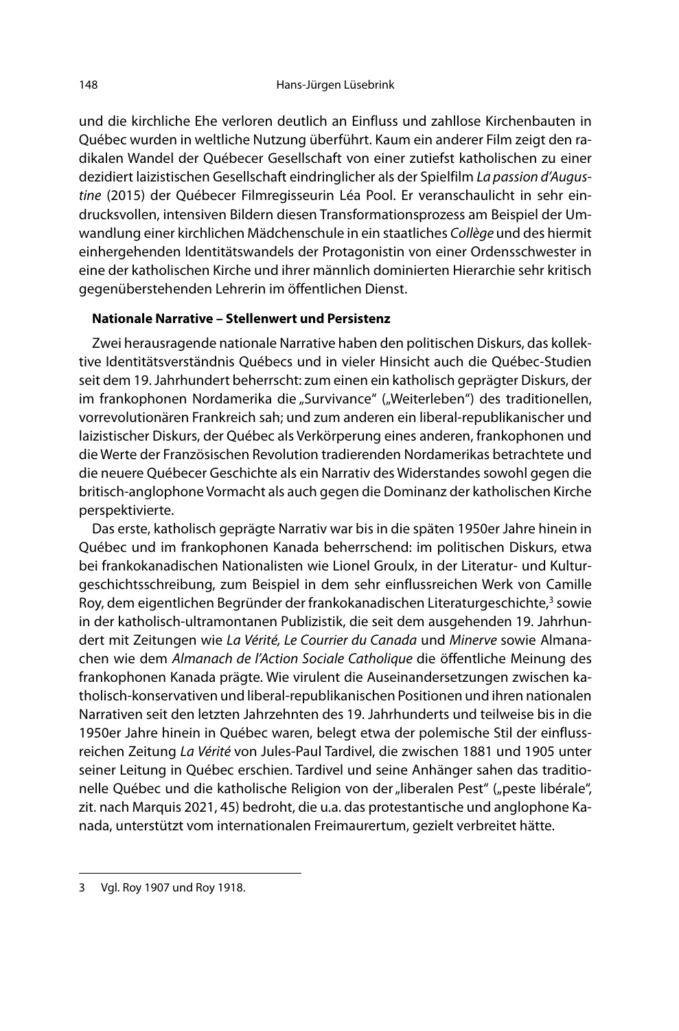und die kirchliche Ehe verloren deutlich an Einfluss und zahllose Kirchenbauten in Québec wurden in weltliche Nutzung überführt. Kaum ein anderer Film zeigt den radikalen Wandel der Québecer Gesellschaft von einer zutiefst katholischen zu einer dezidiert laizistischen Gesellschaft eindringlicher als der Spielfilm *La passion d'Augustine* (2015) der Québecer Filmregisseurin Léa Pool. Er veranschaulicht in sehr eindrucksvollen, intensiven Bildern diesen Transformationsprozess am Beispiel der Umwandlung einer kirchlichen Mädchenschule in ein staatliches *Collège* und des hiermit einhergehenden Identitätswandels der Protagonistin von einer Ordensschwester in eine der katholischen Kirche und ihrer männlich dominierten Hierarchie sehr kritisch gegenüberstehenden Lehrerin im öffentlichen Dienst.

**Nationale Narrative – Stellenwert und Persistenz**

Zwei herausragende nationale Narrative haben den politischen Diskurs, das kollektive Identitätsverständnis Québecs und in vieler Hinsicht auch die Québec-Studien seit dem 19. Jahrhundert beherrscht: zum einen ein katholisch geprägter Diskurs, der im frankophonen Nordamerika die „Survivance" („Weiterleben") des traditionellen, vorrevolutionären Frankreich sah; und zum anderen ein liberal-republikanischer und laizistischer Diskurs, der Québec als Verkörperung eines anderen, frankophonen und die Werte der Französischen Revolution tradierenden Nordamerikas betrachtete und die neuere Québecer Geschichte als ein Narrativ des Widerstandes sowohl gegen die britisch-anglophone Vormacht als auch gegen die Dominanz der katholischen Kirche perspektivierte.

Das erste, katholisch geprägte Narrativ war bis in die späten 1950er Jahre hinein in Québec und im frankophonen Kanada beherrschend: im politischen Diskurs, etwa bei frankokanadischen Nationalisten wie Lionel Groulx, in der Literatur- und Kulturgeschichtsschreibung, zum Beispiel in dem sehr einflussreichen Werk von Camille Roy, dem eigentlichen Begründer der frankokanadischen Literaturgeschichte,[3] sowie in der katholisch-ultramontanen Publizistik, die seit dem ausgehenden 19. Jahrhundert mit Zeitungen wie *La Vérité, Le Courrier du Canada* und *Minerve* sowie Almanachen wie dem *Almanach de l'Action Sociale Catholique* die öffentliche Meinung des frankophonen Kanada prägte. Wie virulent die Auseinandersetzungen zwischen katholisch-konservativen und liberal-republikanischen Positionen und ihren nationalen Narrativen seit den letzten Jahrzehnten des 19. Jahrhunderts und teilweise bis in die 1950er Jahre hinein in Québec waren, belegt etwa der polemische Stil der einflussreichen Zeitung *La Vérité* von Jules-Paul Tardivel, die zwischen 1881 und 1905 unter seiner Leitung in Québec erschien. Tardivel und seine Anhänger sahen das traditionelle Québec und die katholische Religion von der „liberalen Pest" („peste libérale", zit. nach Marquis 2021, 45) bedroht, die u.a. das protestantische und anglophone Kanada, unterstützt vom internationalen Freimaurertum, gezielt verbreitet hätte.

---

3 Vgl. Roy 1907 und Roy 1918.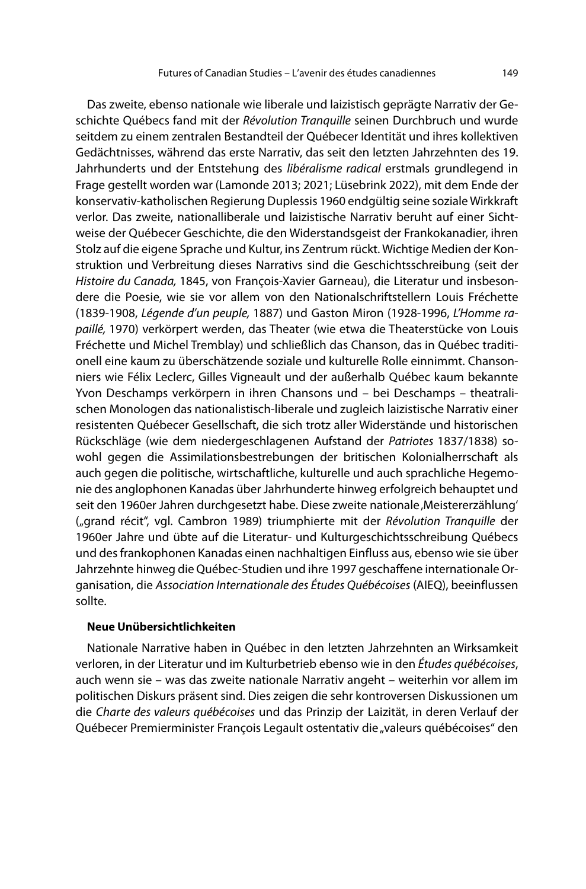Das zweite, ebenso nationale wie liberale und laizistisch geprägte Narrativ der Geschichte Québecs fand mit der *Révolution Tranquille* seinen Durchbruch und wurde seitdem zu einem zentralen Bestandteil der Québecer Identität und ihres kollektiven Gedächtnisses, während das erste Narrativ, das seit den letzten Jahrzehnten des 19. Jahrhunderts und der Entstehung des *libéralisme radical* erstmals grundlegend in Frage gestellt worden war (Lamonde 2013; 2021; Lüsebrink 2022), mit dem Ende der konservativ-katholischen Regierung Duplessis 1960 endgültig seine soziale Wirkkraft verlor. Das zweite, nationalliberale und laizistische Narrativ beruht auf einer Sichtweise der Québecer Geschichte, die den Widerstandsgeist der Frankokanadier, ihren Stolz auf die eigene Sprache und Kultur, ins Zentrum rückt. Wichtige Medien der Konstruktion und Verbreitung dieses Narrativs sind die Geschichtsschreibung (seit der *Histoire du Canada,* 1845, von François-Xavier Garneau), die Literatur und insbesondere die Poesie, wie sie vor allem von den Nationalschriftstellern Louis Fréchette (1839-1908, *Légende d'un peuple,* 1887) und Gaston Miron (1928-1996, *L'Homme rapaillé,* 1970) verkörpert werden, das Theater (wie etwa die Theaterstücke von Louis Fréchette und Michel Tremblay) und schließlich das Chanson, das in Québec traditionell eine kaum zu überschätzende soziale und kulturelle Rolle einnimmt. Chansonniers wie Félix Leclerc, Gilles Vigneault und der außerhalb Québec kaum bekannte Yvon Deschamps verkörpern in ihren Chansons und – bei Deschamps – theatralischen Monologen das nationalistisch-liberale und zugleich laizistische Narrativ einer resistenten Québecer Gesellschaft, die sich trotz aller Widerstände und historischen Rückschläge (wie dem niedergeschlagenen Aufstand der *Patriotes* 1837/1838) sowohl gegen die Assimilationsbestrebungen der britischen Kolonialherrschaft als auch gegen die politische, wirtschaftliche, kulturelle und auch sprachliche Hegemonie des anglophonen Kanadas über Jahrhunderte hinweg erfolgreich behauptet und seit den 1960er Jahren durchgesetzt habe. Diese zweite nationale ‚Meistererzählung' („grand récit", vgl. Cambron 1989) triumphierte mit der *Révolution Tranquille* der 1960er Jahre und übte auf die Literatur- und Kulturgeschichtsschreibung Québecs und des frankophonen Kanadas einen nachhaltigen Einfluss aus, ebenso wie sie über Jahrzehnte hinweg die Québec-Studien und ihre 1997 geschaffene internationale Organisation, die *Association Internationale des Études Québécoises* (AIEQ), beeinflussen sollte.

### Neue Unübersichtlichkeiten

Nationale Narrative haben in Québec in den letzten Jahrzehnten an Wirksamkeit verloren, in der Literatur und im Kulturbetrieb ebenso wie in den *Études québécoises*, auch wenn sie – was das zweite nationale Narrativ angeht – weiterhin vor allem im politischen Diskurs präsent sind. Dies zeigen die sehr kontroversen Diskussionen um die *Charte des valeurs québécoises* und das Prinzip der Laizität, in deren Verlauf der Québecer Premierminister François Legault ostentativ die „valeurs québécoises" den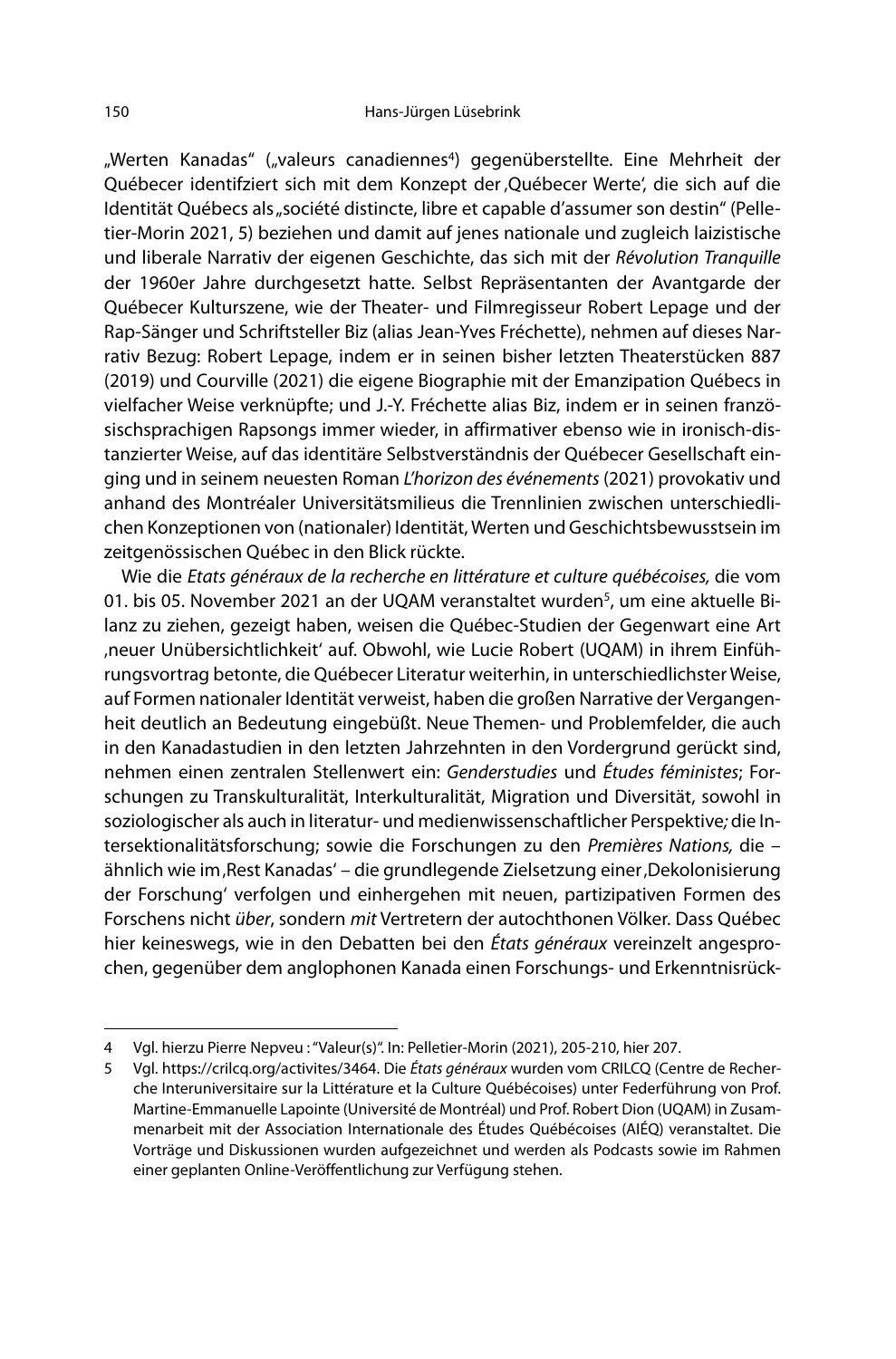„Werten Kanadas" („valeurs canadiennes[4]) gegenüberstellte. Eine Mehrheit der Québecer identifziert sich mit dem Konzept der ‚Québecer Werte', die sich auf die Identität Québecs als „société distincte, libre et capable d'assumer son destin" (Pelletier-Morin 2021, 5) beziehen und damit auf jenes nationale und zugleich laizistische und liberale Narrativ der eigenen Geschichte, das sich mit der *Révolution Tranquille* der 1960er Jahre durchgesetzt hatte. Selbst Repräsentanten der Avantgarde der Québecer Kulturszene, wie der Theater- und Filmregisseur Robert Lepage und der Rap-Sänger und Schriftsteller Biz (alias Jean-Yves Fréchette), nehmen auf dieses Narrativ Bezug: Robert Lepage, indem er in seinen bisher letzten Theaterstücken 887 (2019) und Courville (2021) die eigene Biographie mit der Emanzipation Québecs in vielfacher Weise verknüpfte; und J.-Y. Fréchette alias Biz, indem er in seinen französischsprachigen Rapsongs immer wieder, in affirmativer ebenso wie in ironisch-distanzierter Weise, auf das identitäre Selbstverständnis der Québecer Gesellschaft einging und in seinem neuesten Roman *L'horizon des événements* (2021) provokativ und anhand des Montréaler Universitätsmilieus die Trennlinien zwischen unterschiedlichen Konzeptionen von (nationaler) Identität, Werten und Geschichtsbewusstsein im zeitgenössischen Québec in den Blick rückte.

Wie die *Etats généraux de la recherche en littérature et culture québécoises,* die vom 01. bis 05. November 2021 an der UQAM veranstaltet wurden[5], um eine aktuelle Bilanz zu ziehen, gezeigt haben, weisen die Québec-Studien der Gegenwart eine Art ‚neuer Unübersichtlichkeit' auf. Obwohl, wie Lucie Robert (UQAM) in ihrem Einführungsvortrag betonte, die Québecer Literatur weiterhin, in unterschiedlichster Weise, auf Formen nationaler Identität verweist, haben die großen Narrative der Vergangenheit deutlich an Bedeutung eingebüßt. Neue Themen- und Problemfelder, die auch in den Kanadastudien in den letzten Jahrzehnten in den Vordergrund gerückt sind, nehmen einen zentralen Stellenwert ein: *Genderstudies* und *Études féministes*; Forschungen zu Transkulturalität, Interkulturalität, Migration und Diversität, sowohl in soziologischer als auch in literatur- und medienwissenschaftlicher Perspektive*;* die Intersektionalitätsforschung; sowie die Forschungen zu den *Premières Nations,* die – ähnlich wie im ‚Rest Kanadas' – die grundlegende Zielsetzung einer ‚Dekolonisierung der Forschung' verfolgen und einhergehen mit neuen, partizipativen Formen des Forschens nicht *über*, sondern *mit* Vertretern der autochthonen Völker. Dass Québec hier keineswegs, wie in den Debatten bei den *États généraux* vereinzelt angesprochen, gegenüber dem anglophonen Kanada einen Forschungs- und Erkenntnisrück-

---

4 Vgl. hierzu Pierre Nepveu : "Valeur(s)". In: Pelletier-Morin (2021), 205-210, hier 207.

5 Vgl. https://crilcq.org/activites/3464. Die *États généraux* wurden vom CRILCQ (Centre de Recherche Interuniversitaire sur la Littérature et la Culture Québécoises) unter Federführung von Prof. Martine-Emmanuelle Lapointe (Université de Montréal) und Prof. Robert Dion (UQAM) in Zusammenarbeit mit der Association Internationale des Études Québécoises (AIÉQ) veranstaltet. Die Vorträge und Diskussionen wurden aufgezeichnet und werden als Podcasts sowie im Rahmen einer geplanten Online-Veröffentlichung zur Verfügung stehen.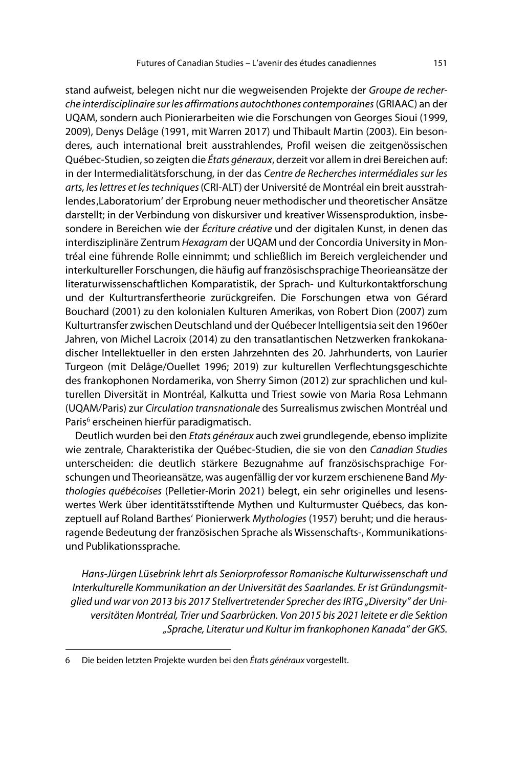stand aufweist, belegen nicht nur die wegweisenden Projekte der *Groupe de recherche interdisciplinaire sur les affirmations autochthones contemporaines* (GRIAAC) an der UQAM, sondern auch Pionierarbeiten wie die Forschungen von Georges Sioui (1999, 2009), Denys Delâge (1991, mit Warren 2017) und Thibault Martin (2003). Ein besonderes, auch international breit ausstrahlendes, Profil weisen die zeitgenössischen Québec-Studien, so zeigten die *États géneraux*, derzeit vor allem in drei Bereichen auf: in der Intermedialitätsforschung, in der das *Centre de Recherches intermédiales sur les arts, les lettres et les techniques* (CRI-ALT) der Université de Montréal ein breit ausstrahlendes ‚Laboratorium' der Erprobung neuer methodischer und theoretischer Ansätze darstellt; in der Verbindung von diskursiver und kreativer Wissensproduktion, insbesondere in Bereichen wie der *Écriture créative* und der digitalen Kunst, in denen das interdisziplinäre Zentrum *Hexagram* der UQAM und der Concordia University in Montréal eine führende Rolle einnimmt; und schließlich im Bereich vergleichender und interkultureller Forschungen, die häufig auf französischsprachige Theorieansätze der literaturwissenschaftlichen Komparatistik, der Sprach- und Kulturkontaktforschung und der Kulturtransfertheorie zurückgreifen. Die Forschungen etwa von Gérard Bouchard (2001) zu den kolonialen Kulturen Amerikas, von Robert Dion (2007) zum Kulturtransfer zwischen Deutschland und der Québecer Intelligentsia seit den 1960er Jahren, von Michel Lacroix (2014) zu den transatlantischen Netzwerken frankokanadischer Intellektueller in den ersten Jahrzehnten des 20. Jahrhunderts, von Laurier Turgeon (mit Delâge/Ouellet 1996; 2019) zur kulturellen Verflechtungsgeschichte des frankophonen Nordamerika, von Sherry Simon (2012) zur sprachlichen und kulturellen Diversität in Montréal, Kalkutta und Triest sowie von Maria Rosa Lehmann (UQAM/Paris) zur *Circulation transnationale* des Surrealismus zwischen Montréal und Paris[6] erscheinen hierfür paradigmatisch.

Deutlich wurden bei den *Etats généraux* auch zwei grundlegende, ebenso implizite wie zentrale, Charakteristika der Québec-Studien, die sie von den *Canadian Studies* unterscheiden: die deutlich stärkere Bezugnahme auf französischsprachige Forschungen und Theorieansätze, was augenfällig der vor kurzem erschienene Band *Mythologies québécoises* (Pelletier-Morin 2021) belegt, ein sehr originelles und lesenswertes Werk über identitätsstiftende Mythen und Kulturmuster Québecs, das konzeptuell auf Roland Barthes' Pionierwerk *Mythologies* (1957) beruht; und die herausragende Bedeutung der französischen Sprache als Wissenschafts-, Kommunikations- und Publikationssprache.

*Hans-Jürgen Lüsebrink lehrt als Seniorprofessor Romanische Kulturwissenschaft und Interkulturelle Kommunikation an der Universität des Saarlandes. Er ist Gründungsmitglied und war von 2013 bis 2017 Stellvertretender Sprecher des IRTG „Diversity" der Universitäten Montréal, Trier und Saarbrücken. Von 2015 bis 2021 leitete er die Sektion „Sprache, Literatur und Kultur im frankophonen Kanada" der GKS.*

---

6 Die beiden letzten Projekte wurden bei den *États généraux* vorgestellt.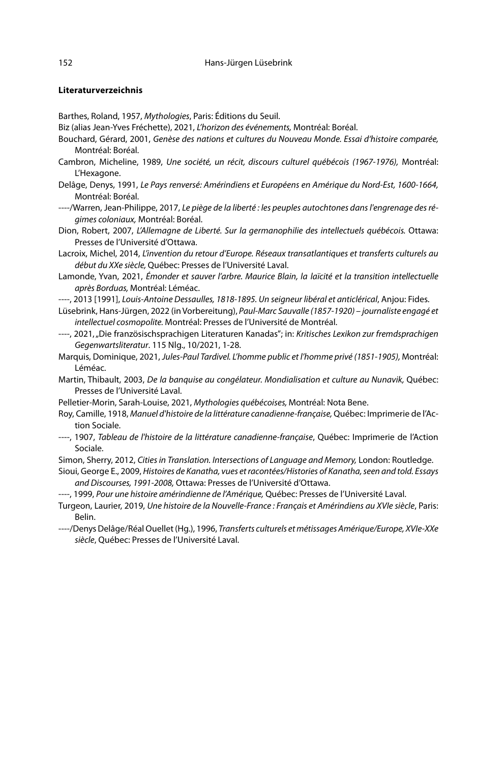**Literaturverzeichnis**

Barthes, Roland, 1957, *Mythologies*, Paris: Éditions du Seuil.

Biz (alias Jean-Yves Fréchette), 2021, *L'horizon des événements,* Montréal: Boréal.

Bouchard, Gérard, 2001, *Genèse des nations et cultures du Nouveau Monde. Essai d'histoire comparée,* Montréal: Boréal.

Cambron, Micheline, 1989, *Une société, un récit, discours culturel québécois (1967-1976),* Montréal: L'Hexagone.

Delâge, Denys, 1991, *Le Pays renversé: Amérindiens et Européens en Amérique du Nord-Est, 1600-1664,* Montréal: Boréal.

----/Warren, Jean-Philippe, 2017, *Le piège de la liberté : les peuples autochtones dans l'engrenage des régimes coloniaux,* Montréal: Boréal.

Dion, Robert, 2007, *L'Allemagne de Liberté. Sur la germanophilie des intellectuels québécois.* Ottawa: Presses de l'Université d'Ottawa.

Lacroix, Michel, 2014, *L'invention du retour d'Europe. Réseaux transatlantiques et transferts culturels au début du XXe siècle,* Québec: Presses de l'Université Laval.

Lamonde, Yvan, 2021, *Émonder et sauver l'arbre. Maurice Blain, la laïcité et la transition intellectuelle après Borduas,* Montréal: Léméac.

----, 2013 [1991], *Louis-Antoine Dessaulles, 1818-1895. Un seigneur libéral et anticlérical*, Anjou: Fides.

Lüsebrink, Hans-Jürgen, 2022 (in Vorbereitung), *Paul-Marc Sauvalle (1857-1920) – journaliste engagé et intellectuel cosmopolite.* Montréal: Presses de l'Université de Montréal.

----, 2021, „Die französischsprachigen Literaturen Kanadas"; in: *Kritisches Lexikon zur fremdsprachigen Gegenwartsliteratur*. 115 Nlg., 10/2021, 1-28.

Marquis, Dominique, 2021, *Jules-Paul Tardivel. L'homme public et l'homme privé (1851-1905),* Montréal: Léméac.

Martin, Thibault, 2003, *De la banquise au congélateur. Mondialisation et culture au Nunavik,* Québec: Presses de l'Université Laval.

Pelletier-Morin, Sarah-Louise, 2021, *Mythologies québécoises,* Montréal: Nota Bene.

Roy, Camille, 1918, *Manuel d'histoire de la littérature canadienne-française,* Québec: Imprimerie de l'Action Sociale.

----, 1907, *Tableau de l'histoire de la littérature canadienne-française*, Québec: Imprimerie de l'Action Sociale.

Simon, Sherry, 2012, *Cities in Translation. Intersections of Language and Memory,* London: Routledge.

Sioui, George E., 2009, *Histoires de Kanatha, vues et racontées/Histories of Kanatha, seen and told. Essays and Discourses, 1991-2008,* Ottawa: Presses de l'Université d'Ottawa.

----, 1999, *Pour une histoire amérindienne de l'Amérique,* Québec: Presses de l'Université Laval.

Turgeon, Laurier, 2019, *Une histoire de la Nouvelle-France : Français et Amérindiens au XVIe siècle*, Paris: Belin.

----/Denys Delâge/Réal Ouellet (Hg.), 1996, *Transferts culturels et métissages Amérique/Europe, XVIe-XXe siècle*, Québec: Presses de l'Université Laval.